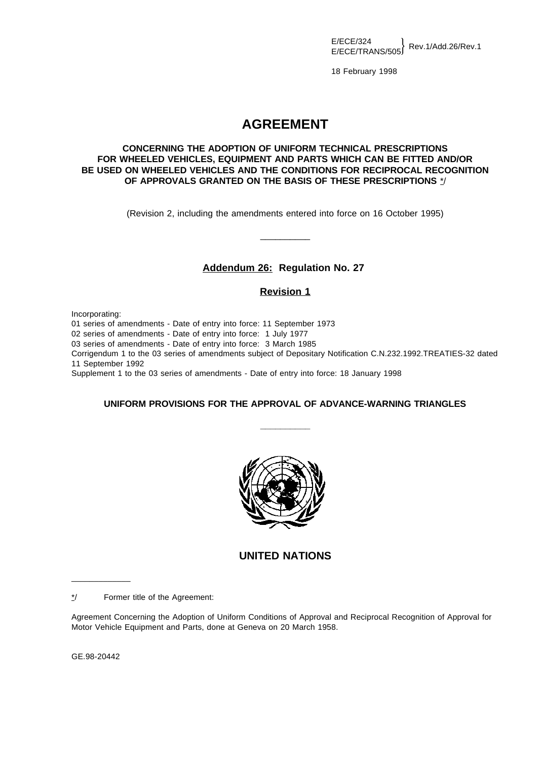E/ECE/324
E/ECE/TRANS/505 } Rev.1/Add.26/Rev.1

18 February 1998

# AGREEMENT

**CONCERNING THE ADOPTION OF UNIFORM TECHNICAL PRESCRIPTIONS FOR WHEELED VEHICLES, EQUIPMENT AND PARTS WHICH CAN BE FITTED AND/OR BE USED ON WHEELED VEHICLES AND THE CONDITIONS FOR RECIPROCAL RECOGNITION OF APPROVALS GRANTED ON THE BASIS OF THESE PRESCRIPTIONS** */

(Revision 2, including the amendments entered into force on 16 October 1995)

_________

## Addendum 26: Regulation No. 27

### Revision 1

Incorporating:

01 series of amendments - Date of entry into force: 11 September 1973
02 series of amendments - Date of entry into force: 1 July 1977
03 series of amendments - Date of entry into force: 3 March 1985
Corrigendum 1 to the 03 series of amendments subject of Depositary Notification C.N.232.1992.TREATIES-32 dated 11 September 1992
Supplement 1 to the 03 series of amendments - Date of entry into force: 18 January 1998

**UNIFORM PROVISIONS FOR THE APPROVAL OF ADVANCE-WARNING TRIANGLES**

_________

**UNITED NATIONS**

_____________

*/ Former title of the Agreement:

Agreement Concerning the Adoption of Uniform Conditions of Approval and Reciprocal Recognition of Approval for Motor Vehicle Equipment and Parts, done at Geneva on 20 March 1958.

GE.98-20442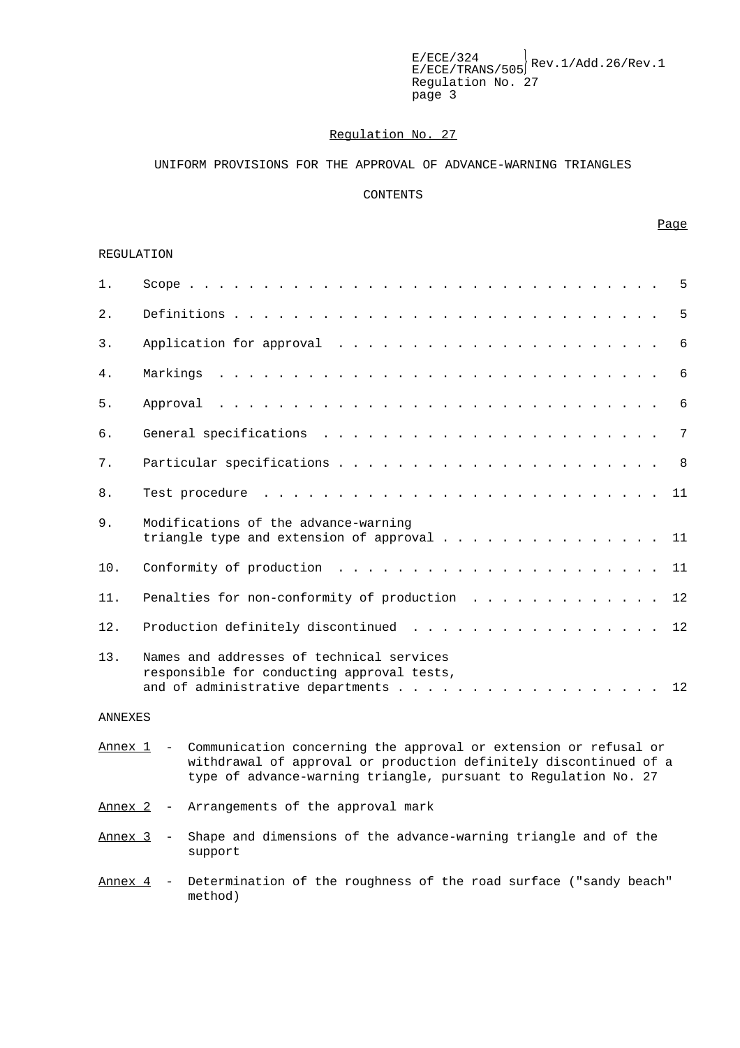## Regulation No. 27

UNIFORM PROVISIONS FOR THE APPROVAL OF ADVANCE-WARNING TRIANGLES

CONTENTS

| | | Page |
|---|---|---|
| REGULATION | | |
| 1. | Scope | 5 |
| 2. | Definitions | 5 |
| 3. | Application for approval | 6 |
| 4. | Markings | 6 |
| 5. | Approval | 6 |
| 6. | General specifications | 7 |
| 7. | Particular specifications | 8 |
| 8. | Test procedure | 11 |
| 9. | Modifications of the advance-warning triangle type and extension of approval | 11 |
| 10. | Conformity of production | 11 |
| 11. | Penalties for non-conformity of production | 12 |
| 12. | Production definitely discontinued | 12 |
| 13. | Names and addresses of technical services responsible for conducting approval tests, and of administrative departments | 12 |

ANNEXES

Annex 1 - Communication concerning the approval or extension or refusal or withdrawal of approval or production definitely discontinued of a type of advance-warning triangle, pursuant to Regulation No. 27

Annex 2 - Arrangements of the approval mark

Annex 3 - Shape and dimensions of the advance-warning triangle and of the support

Annex 4 - Determination of the roughness of the road surface ("sandy beach" method)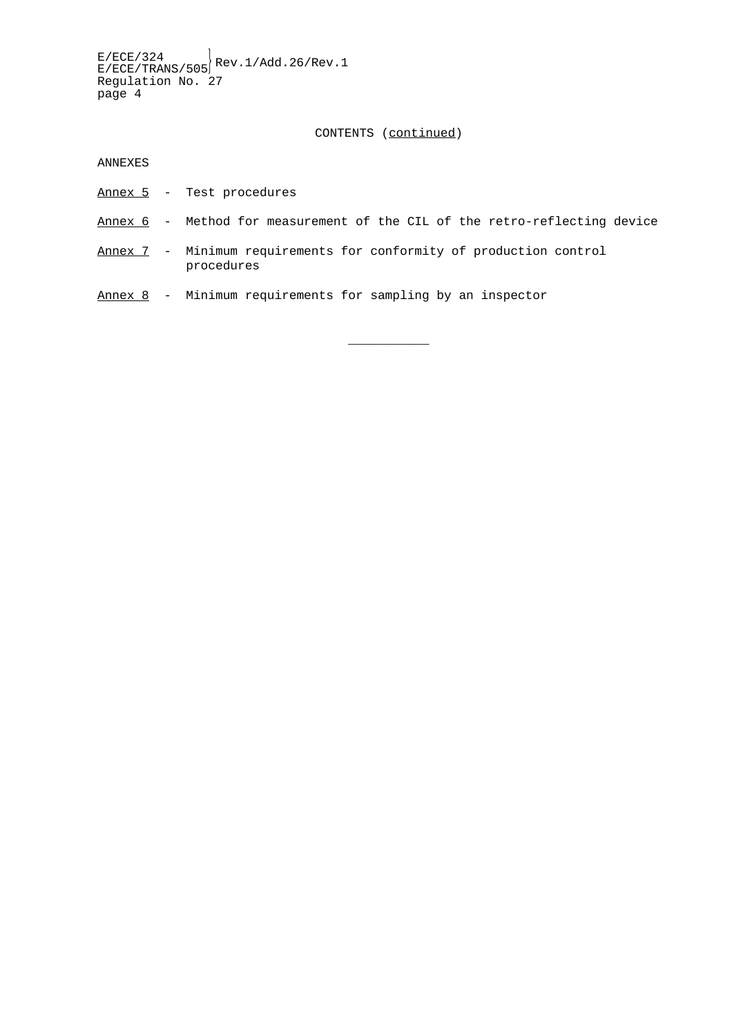CONTENTS (continued)

ANNEXES

Annex 5 - Test procedures

Annex 6 - Method for measurement of the CIL of the retro-reflecting device

Annex 7 - Minimum requirements for conformity of production control procedures

Annex 8 - Minimum requirements for sampling by an inspector

---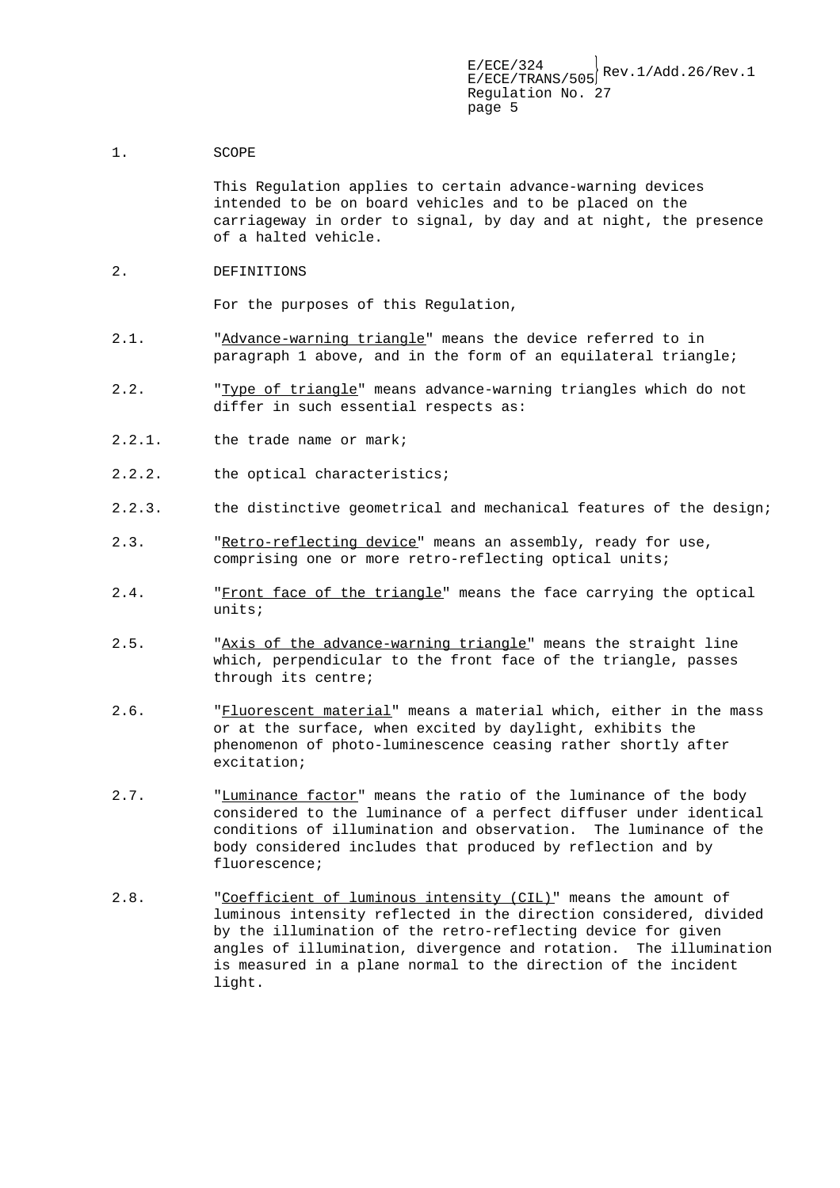## 1. SCOPE

This Regulation applies to certain advance-warning devices intended to be on board vehicles and to be placed on the carriageway in order to signal, by day and at night, the presence of a halted vehicle.

## 2. DEFINITIONS

For the purposes of this Regulation,

2.1. "Advance-warning triangle" means the device referred to in paragraph 1 above, and in the form of an equilateral triangle;

2.2. "Type of triangle" means advance-warning triangles which do not differ in such essential respects as:

2.2.1. the trade name or mark;

2.2.2. the optical characteristics;

2.2.3. the distinctive geometrical and mechanical features of the design;

2.3. "Retro-reflecting device" means an assembly, ready for use, comprising one or more retro-reflecting optical units;

2.4. "Front face of the triangle" means the face carrying the optical units;

2.5. "Axis of the advance-warning triangle" means the straight line which, perpendicular to the front face of the triangle, passes through its centre;

2.6. "Fluorescent material" means a material which, either in the mass or at the surface, when excited by daylight, exhibits the phenomenon of photo-luminescence ceasing rather shortly after excitation;

2.7. "Luminance factor" means the ratio of the luminance of the body considered to the luminance of a perfect diffuser under identical conditions of illumination and observation. The luminance of the body considered includes that produced by reflection and by fluorescence;

2.8. "Coefficient of luminous intensity (CIL)" means the amount of luminous intensity reflected in the direction considered, divided by the illumination of the retro-reflecting device for given angles of illumination, divergence and rotation. The illumination is measured in a plane normal to the direction of the incident light.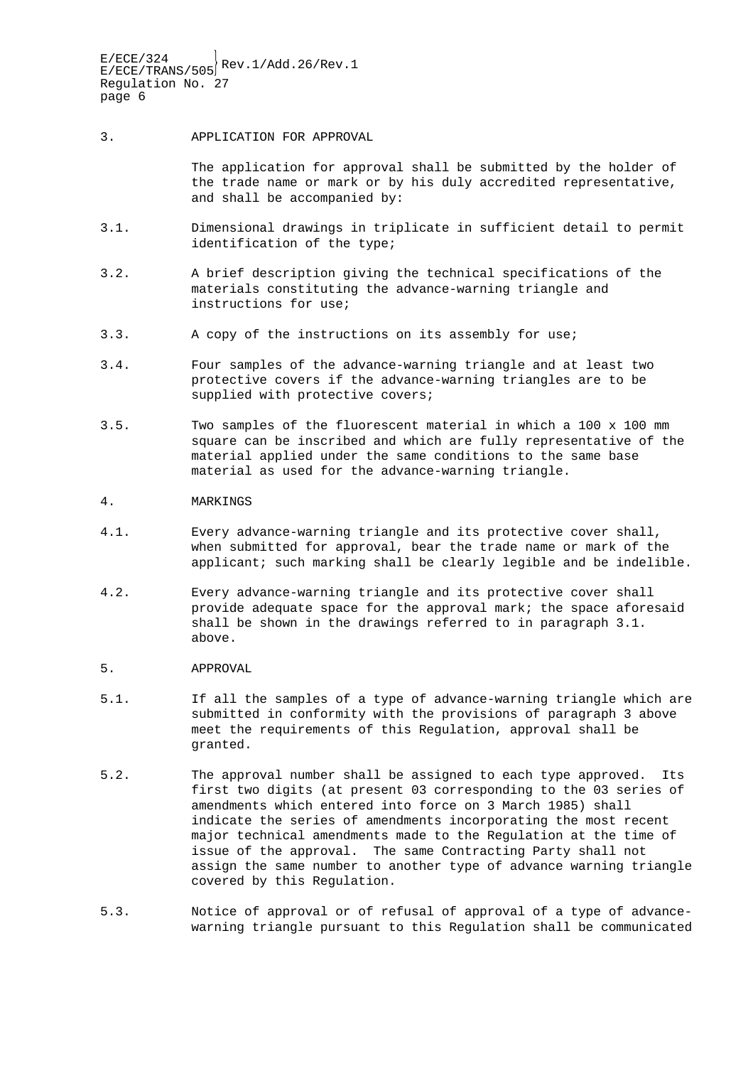## 3. APPLICATION FOR APPROVAL

The application for approval shall be submitted by the holder of the trade name or mark or by his duly accredited representative, and shall be accompanied by:

3.1. Dimensional drawings in triplicate in sufficient detail to permit identification of the type;

3.2. A brief description giving the technical specifications of the materials constituting the advance-warning triangle and instructions for use;

3.3. A copy of the instructions on its assembly for use;

3.4. Four samples of the advance-warning triangle and at least two protective covers if the advance-warning triangles are to be supplied with protective covers;

3.5. Two samples of the fluorescent material in which a 100 x 100 mm square can be inscribed and which are fully representative of the material applied under the same conditions to the same base material as used for the advance-warning triangle.

## 4. MARKINGS

4.1. Every advance-warning triangle and its protective cover shall, when submitted for approval, bear the trade name or mark of the applicant; such marking shall be clearly legible and be indelible.

4.2. Every advance-warning triangle and its protective cover shall provide adequate space for the approval mark; the space aforesaid shall be shown in the drawings referred to in paragraph 3.1. above.

## 5. APPROVAL

5.1. If all the samples of a type of advance-warning triangle which are submitted in conformity with the provisions of paragraph 3 above meet the requirements of this Regulation, approval shall be granted.

5.2. The approval number shall be assigned to each type approved. Its first two digits (at present 03 corresponding to the 03 series of amendments which entered into force on 3 March 1985) shall indicate the series of amendments incorporating the most recent major technical amendments made to the Regulation at the time of issue of the approval. The same Contracting Party shall not assign the same number to another type of advance warning triangle covered by this Regulation.

5.3. Notice of approval or of refusal of approval of a type of advance-warning triangle pursuant to this Regulation shall be communicated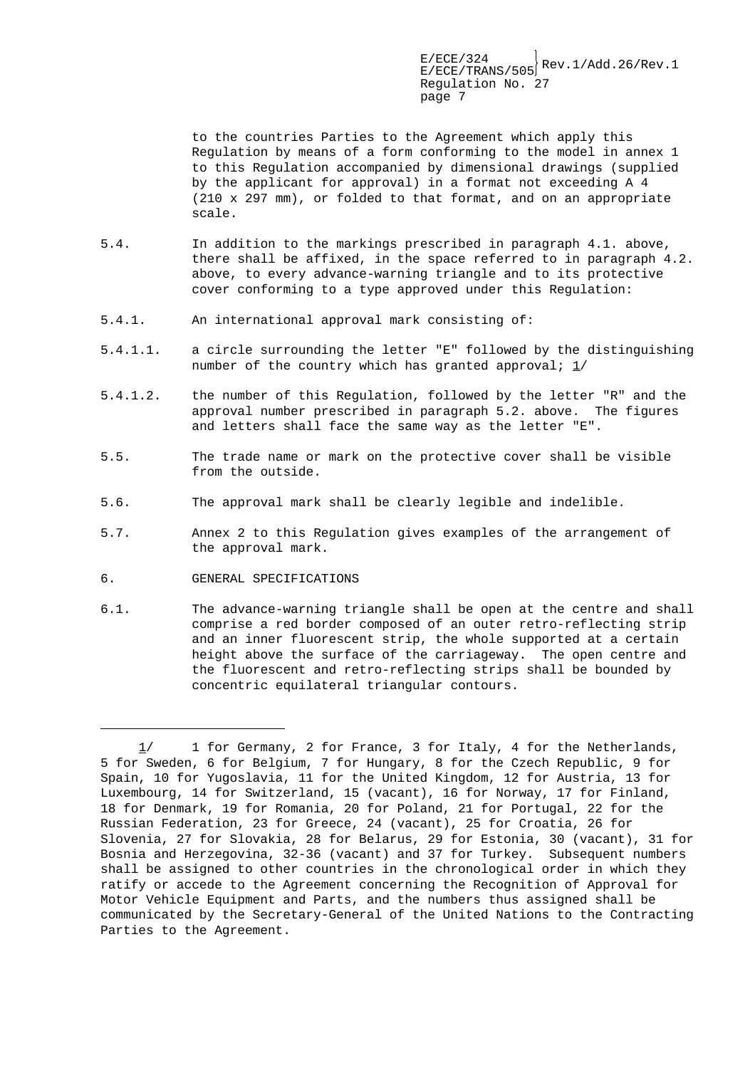to the countries Parties to the Agreement which apply this Regulation by means of a form conforming to the model in annex 1 to this Regulation accompanied by dimensional drawings (supplied by the applicant for approval) in a format not exceeding A 4 (210 x 297 mm), or folded to that format, and on an appropriate scale.

5.4. In addition to the markings prescribed in paragraph 4.1. above, there shall be affixed, in the space referred to in paragraph 4.2. above, to every advance-warning triangle and to its protective cover conforming to a type approved under this Regulation:

5.4.1. An international approval mark consisting of:

5.4.1.1. a circle surrounding the letter "E" followed by the distinguishing number of the country which has granted approval; 1/

5.4.1.2. the number of this Regulation, followed by the letter "R" and the approval number prescribed in paragraph 5.2. above. The figures and letters shall face the same way as the letter "E".

5.5. The trade name or mark on the protective cover shall be visible from the outside.

5.6. The approval mark shall be clearly legible and indelible.

5.7. Annex 2 to this Regulation gives examples of the arrangement of the approval mark.

## 6. GENERAL SPECIFICATIONS

6.1. The advance-warning triangle shall be open at the centre and shall comprise a red border composed of an outer retro-reflecting strip and an inner fluorescent strip, the whole supported at a certain height above the surface of the carriageway. The open centre and the fluorescent and retro-reflecting strips shall be bounded by concentric equilateral triangular contours.

---

1/ 1 for Germany, 2 for France, 3 for Italy, 4 for the Netherlands, 5 for Sweden, 6 for Belgium, 7 for Hungary, 8 for the Czech Republic, 9 for Spain, 10 for Yugoslavia, 11 for the United Kingdom, 12 for Austria, 13 for Luxembourg, 14 for Switzerland, 15 (vacant), 16 for Norway, 17 for Finland, 18 for Denmark, 19 for Romania, 20 for Poland, 21 for Portugal, 22 for the Russian Federation, 23 for Greece, 24 (vacant), 25 for Croatia, 26 for Slovenia, 27 for Slovakia, 28 for Belarus, 29 for Estonia, 30 (vacant), 31 for Bosnia and Herzegovina, 32-36 (vacant) and 37 for Turkey. Subsequent numbers shall be assigned to other countries in the chronological order in which they ratify or accede to the Agreement concerning the Recognition of Approval for Motor Vehicle Equipment and Parts, and the numbers thus assigned shall be communicated by the Secretary-General of the United Nations to the Contracting Parties to the Agreement.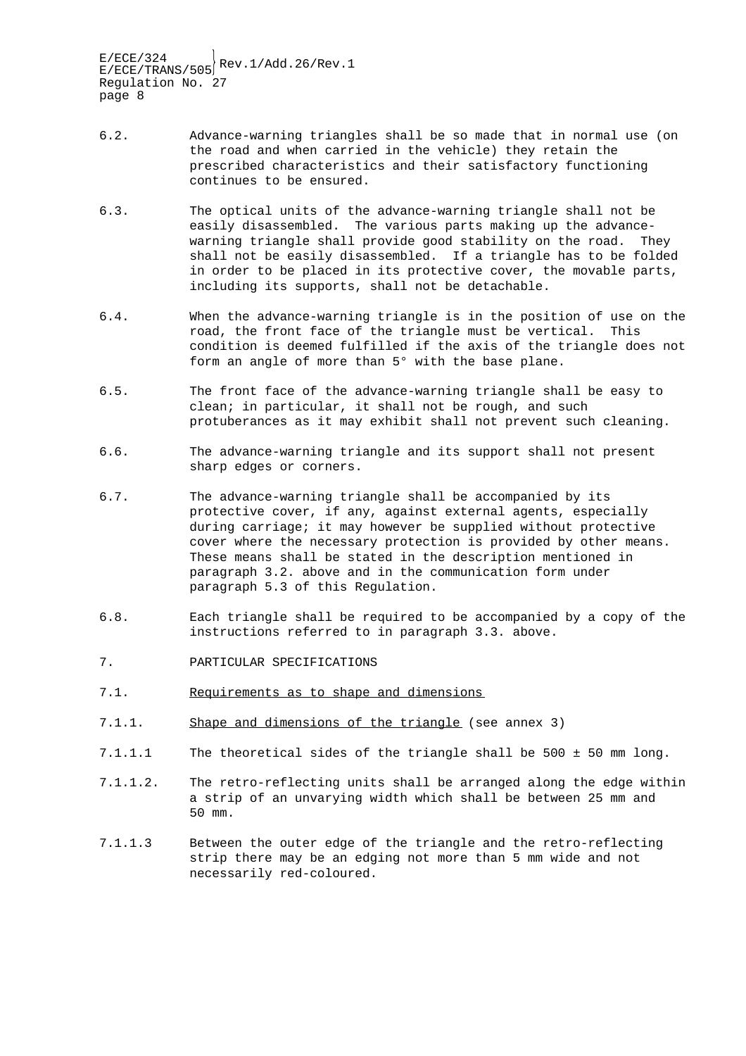6.2. Advance-warning triangles shall be so made that in normal use (on the road and when carried in the vehicle) they retain the prescribed characteristics and their satisfactory functioning continues to be ensured.

6.3. The optical units of the advance-warning triangle shall not be easily disassembled. The various parts making up the advance-warning triangle shall provide good stability on the road. They shall not be easily disassembled. If a triangle has to be folded in order to be placed in its protective cover, the movable parts, including its supports, shall not be detachable.

6.4. When the advance-warning triangle is in the position of use on the road, the front face of the triangle must be vertical. This condition is deemed fulfilled if the axis of the triangle does not form an angle of more than 5° with the base plane.

6.5. The front face of the advance-warning triangle shall be easy to clean; in particular, it shall not be rough, and such protuberances as it may exhibit shall not prevent such cleaning.

6.6. The advance-warning triangle and its support shall not present sharp edges or corners.

6.7. The advance-warning triangle shall be accompanied by its protective cover, if any, against external agents, especially during carriage; it may however be supplied without protective cover where the necessary protection is provided by other means. These means shall be stated in the description mentioned in paragraph 3.2. above and in the communication form under paragraph 5.3 of this Regulation.

6.8. Each triangle shall be required to be accompanied by a copy of the instructions referred to in paragraph 3.3. above.

7. PARTICULAR SPECIFICATIONS

7.1. Requirements as to shape and dimensions

7.1.1. Shape and dimensions of the triangle (see annex 3)

7.1.1.1 The theoretical sides of the triangle shall be 500 ± 50 mm long.

7.1.1.2. The retro-reflecting units shall be arranged along the edge within a strip of an unvarying width which shall be between 25 mm and 50 mm.

7.1.1.3 Between the outer edge of the triangle and the retro-reflecting strip there may be an edging not more than 5 mm wide and not necessarily red-coloured.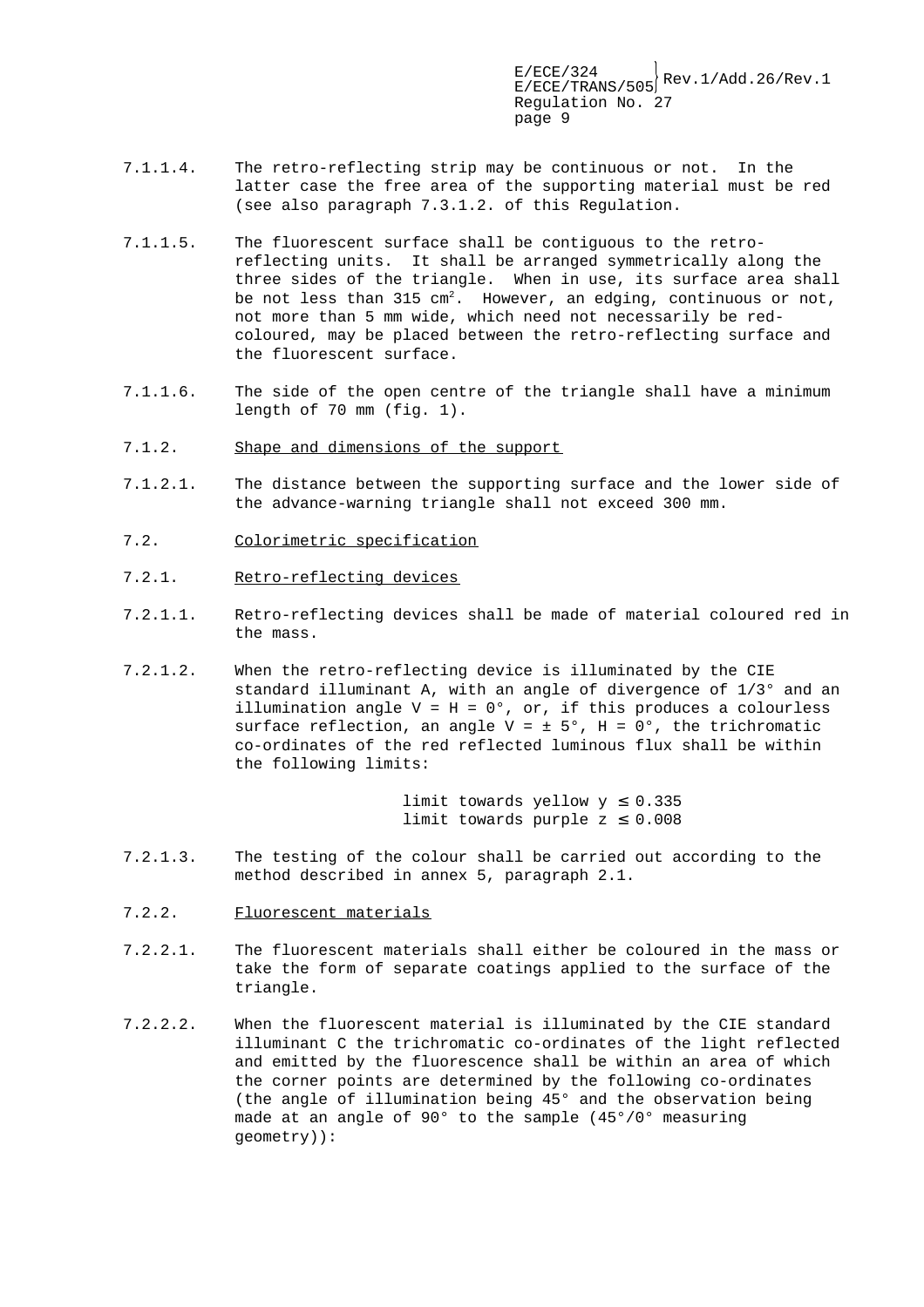7.1.1.4. The retro-reflecting strip may be continuous or not. In the latter case the free area of the supporting material must be red (see also paragraph 7.3.1.2. of this Regulation.

7.1.1.5. The fluorescent surface shall be contiguous to the retro-reflecting units. It shall be arranged symmetrically along the three sides of the triangle. When in use, its surface area shall be not less than 315 $cm^2$. However, an edging, continuous or not, not more than 5 mm wide, which need not necessarily be red-coloured, may be placed between the retro-reflecting surface and the fluorescent surface.

7.1.1.6. The side of the open centre of the triangle shall have a minimum length of 70 mm (fig. 1).

7.1.2. Shape and dimensions of the support

7.1.2.1. The distance between the supporting surface and the lower side of the advance-warning triangle shall not exceed 300 mm.

7.2. Colorimetric specification

7.2.1. Retro-reflecting devices

7.2.1.1. Retro-reflecting devices shall be made of material coloured red in the mass.

7.2.1.2. When the retro-reflecting device is illuminated by the CIE standard illuminant A, with an angle of divergence of 1/3° and an illumination angle $V = H = 0°$, or, if this produces a colourless surface reflection, an angle $V = \pm 5°$, $H = 0°$, the trichromatic co-ordinates of the red reflected luminous flux shall be within the following limits:

limit towards yellow $y \leq 0.335$
limit towards purple $z \leq 0.008$

7.2.1.3. The testing of the colour shall be carried out according to the method described in annex 5, paragraph 2.1.

7.2.2. Fluorescent materials

7.2.2.1. The fluorescent materials shall either be coloured in the mass or take the form of separate coatings applied to the surface of the triangle.

7.2.2.2. When the fluorescent material is illuminated by the CIE standard illuminant C the trichromatic co-ordinates of the light reflected and emitted by the fluorescence shall be within an area of which the corner points are determined by the following co-ordinates (the angle of illumination being 45° and the observation being made at an angle of 90° to the sample (45°/0° measuring geometry)):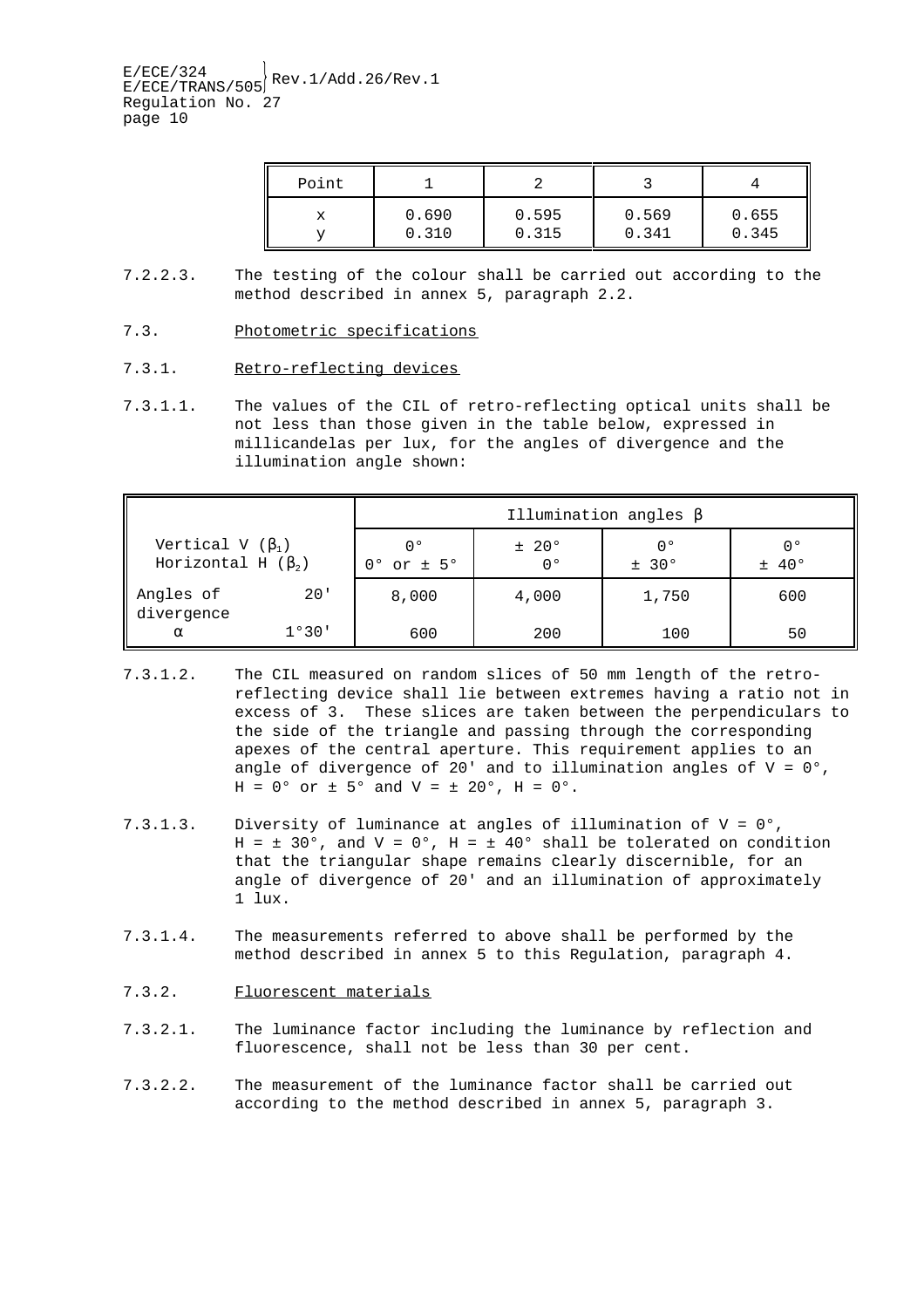| Point | 1 | 2 | 3 | 4 |
|---|---|---|---|---|
| x<br>y | 0.690<br>0.310 | 0.595<br>0.315 | 0.569<br>0.341 | 0.655<br>0.345 |

7.2.2.3. The testing of the colour shall be carried out according to the method described in annex 5, paragraph 2.2.

7.3. Photometric specifications

7.3.1. Retro-reflecting devices

7.3.1.1. The values of the CIL of retro-reflecting optical units shall be not less than those given in the table below, expressed in millicandelas per lux, for the angles of divergence and the illumination angle shown:

| | | Illumination angles β | | | |
|---|---|---|---|---|---|
| Vertical V ($\beta_1$)<br>Horizontal H ($\beta_2$) | | 0°<br>0° or ± 5° | ± 20°<br>0° | 0°<br>± 30° | 0°<br>± 40° |
| Angles of divergence α | 20' | 8,000 | 4,000 | 1,750 | 600 |
| | 1°30' | 600 | 200 | 100 | 50 |

7.3.1.2. The CIL measured on random slices of 50 mm length of the retro-reflecting device shall lie between extremes having a ratio not in excess of 3. These slices are taken between the perpendiculars to the side of the triangle and passing through the corresponding apexes of the central aperture. This requirement applies to an angle of divergence of 20' and to illumination angles of V = 0°, H = 0° or ± 5° and V = ± 20°, H = 0°.

7.3.1.3. Diversity of luminance at angles of illumination of V = 0°, H = ± 30°, and V = 0°, H = ± 40° shall be tolerated on condition that the triangular shape remains clearly discernible, for an angle of divergence of 20' and an illumination of approximately 1 lux.

7.3.1.4. The measurements referred to above shall be performed by the method described in annex 5 to this Regulation, paragraph 4.

7.3.2. Fluorescent materials

7.3.2.1. The luminance factor including the luminance by reflection and fluorescence, shall not be less than 30 per cent.

7.3.2.2. The measurement of the luminance factor shall be carried out according to the method described in annex 5, paragraph 3.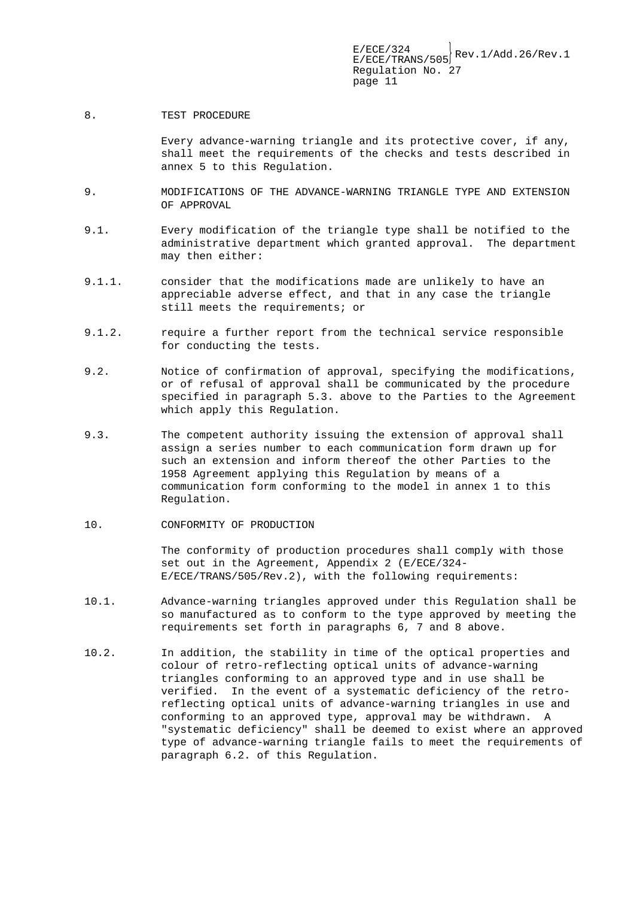## 8. TEST PROCEDURE

Every advance-warning triangle and its protective cover, if any, shall meet the requirements of the checks and tests described in annex 5 to this Regulation.

## 9. MODIFICATIONS OF THE ADVANCE-WARNING TRIANGLE TYPE AND EXTENSION OF APPROVAL

9.1. Every modification of the triangle type shall be notified to the administrative department which granted approval. The department may then either:

9.1.1. consider that the modifications made are unlikely to have an appreciable adverse effect, and that in any case the triangle still meets the requirements; or

9.1.2. require a further report from the technical service responsible for conducting the tests.

9.2. Notice of confirmation of approval, specifying the modifications, or of refusal of approval shall be communicated by the procedure specified in paragraph 5.3. above to the Parties to the Agreement which apply this Regulation.

9.3. The competent authority issuing the extension of approval shall assign a series number to each communication form drawn up for such an extension and inform thereof the other Parties to the 1958 Agreement applying this Regulation by means of a communication form conforming to the model in annex 1 to this Regulation.

## 10. CONFORMITY OF PRODUCTION

The conformity of production procedures shall comply with those set out in the Agreement, Appendix 2 (E/ECE/324-E/ECE/TRANS/505/Rev.2), with the following requirements:

10.1. Advance-warning triangles approved under this Regulation shall be so manufactured as to conform to the type approved by meeting the requirements set forth in paragraphs 6, 7 and 8 above.

10.2. In addition, the stability in time of the optical properties and colour of retro-reflecting optical units of advance-warning triangles conforming to an approved type and in use shall be verified. In the event of a systematic deficiency of the retro-reflecting optical units of advance-warning triangles in use and conforming to an approved type, approval may be withdrawn. A "systematic deficiency" shall be deemed to exist where an approved type of advance-warning triangle fails to meet the requirements of paragraph 6.2. of this Regulation.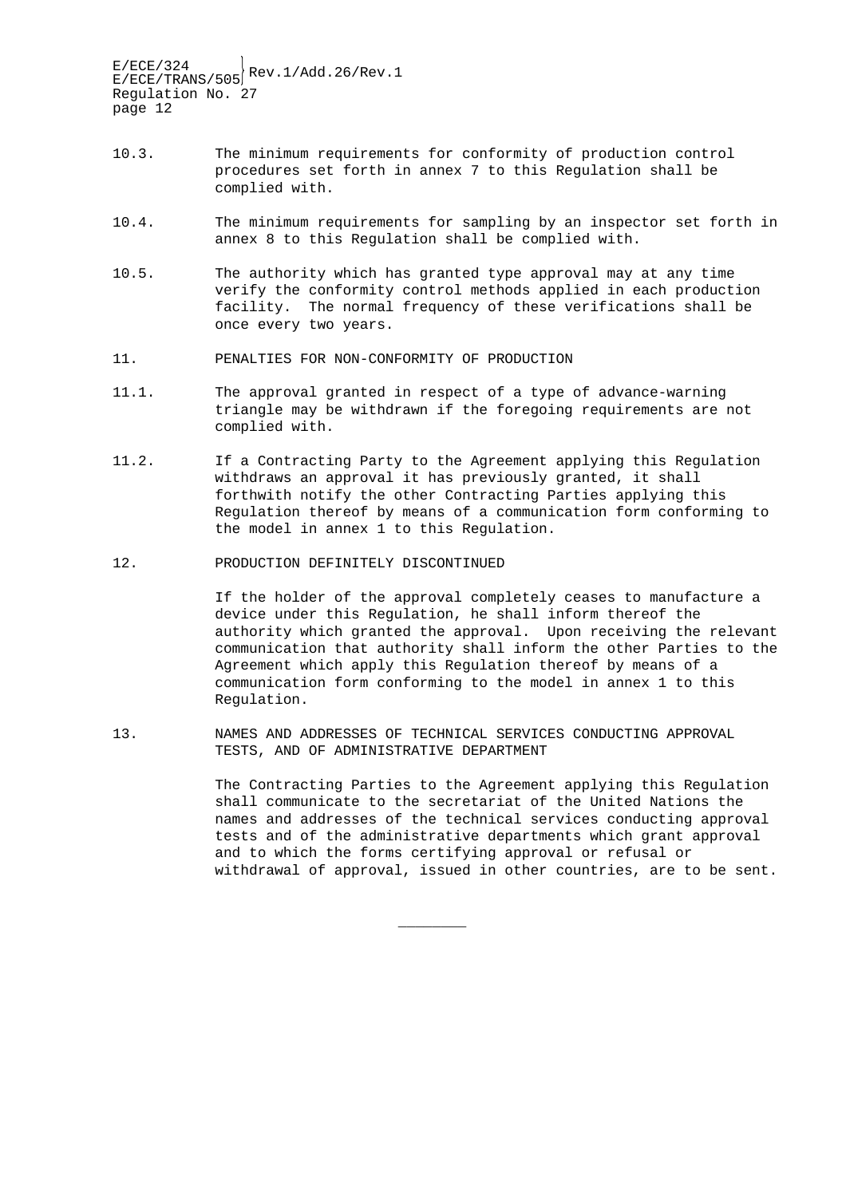10.3. The minimum requirements for conformity of production control procedures set forth in annex 7 to this Regulation shall be complied with.

10.4. The minimum requirements for sampling by an inspector set forth in annex 8 to this Regulation shall be complied with.

10.5. The authority which has granted type approval may at any time verify the conformity control methods applied in each production facility. The normal frequency of these verifications shall be once every two years.

## 11. PENALTIES FOR NON-CONFORMITY OF PRODUCTION

11.1. The approval granted in respect of a type of advance-warning triangle may be withdrawn if the foregoing requirements are not complied with.

11.2. If a Contracting Party to the Agreement applying this Regulation withdraws an approval it has previously granted, it shall forthwith notify the other Contracting Parties applying this Regulation thereof by means of a communication form conforming to the model in annex 1 to this Regulation.

## 12. PRODUCTION DEFINITELY DISCONTINUED

If the holder of the approval completely ceases to manufacture a device under this Regulation, he shall inform thereof the authority which granted the approval. Upon receiving the relevant communication that authority shall inform the other Parties to the Agreement which apply this Regulation thereof by means of a communication form conforming to the model in annex 1 to this Regulation.

## 13. NAMES AND ADDRESSES OF TECHNICAL SERVICES CONDUCTING APPROVAL TESTS, AND OF ADMINISTRATIVE DEPARTMENT

The Contracting Parties to the Agreement applying this Regulation shall communicate to the secretariat of the United Nations the names and addresses of the technical services conducting approval tests and of the administrative departments which grant approval and to which the forms certifying approval or refusal or withdrawal of approval, issued in other countries, are to be sent.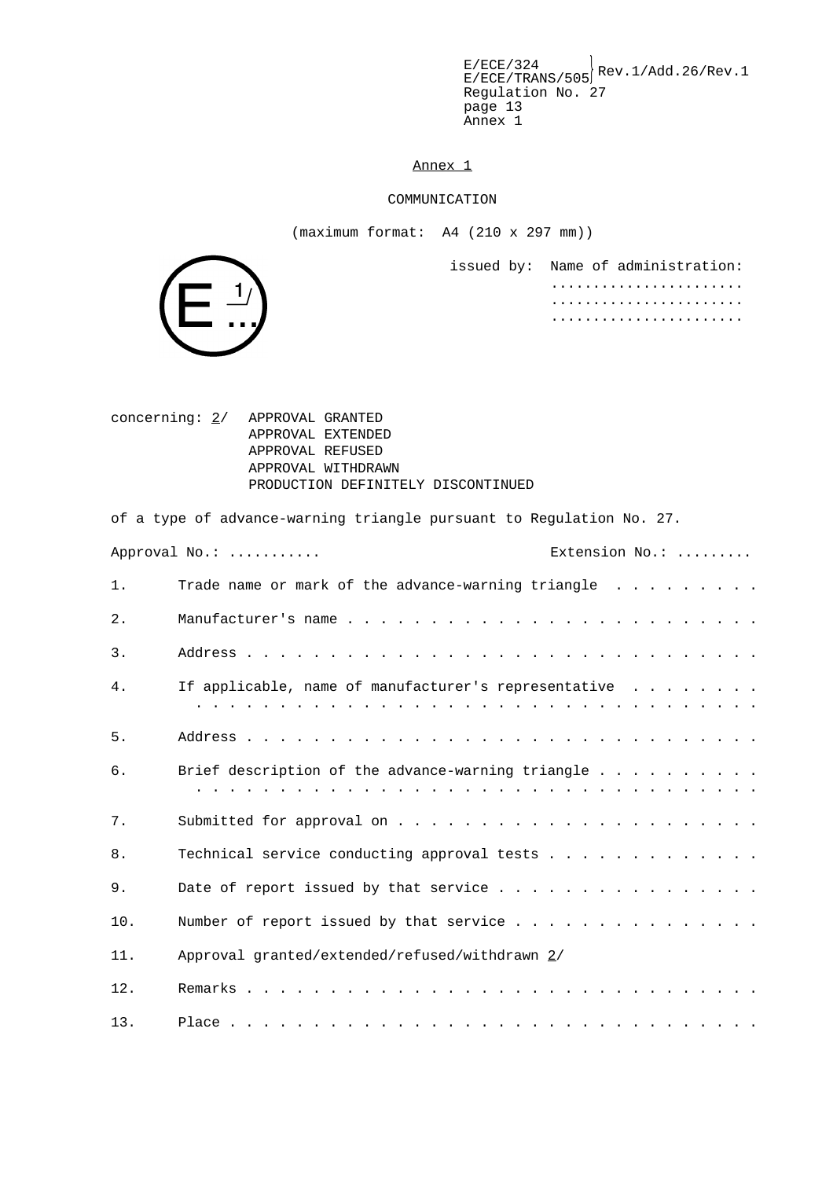## Annex 1

COMMUNICATION

(maximum format: A4 (210 x 297 mm))

E 1/ ...

issued by: Name of administration:
......................
......................
......................

concerning: 2/ APPROVAL GRANTED
APPROVAL EXTENDED
APPROVAL REFUSED
APPROVAL WITHDRAWN
PRODUCTION DEFINITELY DISCONTINUED

of a type of advance-warning triangle pursuant to Regulation No. 27.

Approval No.: .......... Extension No.: .........

1. Trade name or mark of the advance-warning triangle . . . . . . . . .
2. Manufacturer's name . . . . . . . . . . . . . . . . . . . . . . . . .
3. Address . . . . . . . . . . . . . . . . . . . . . . . . . . . . . . .
4. If applicable, name of manufacturer's representative . . . . . . . . . . . . . . . . . . . . . . . . . . . . . . . . . . . . . . . . .
5. Address . . . . . . . . . . . . . . . . . . . . . . . . . . . . . . .
6. Brief description of the advance-warning triangle . . . . . . . . . . . . . . . . . . . . . . . . . . . . . . . . . . . . . . . . . . . . . . .
7. Submitted for approval on . . . . . . . . . . . . . . . . . . . . . .
8. Technical service conducting approval tests . . . . . . . . . . . . .
9. Date of report issued by that service . . . . . . . . . . . . . . . .
10. Number of report issued by that service . . . . . . . . . . . . . . .
11. Approval granted/extended/refused/withdrawn 2/
12. Remarks . . . . . . . . . . . . . . . . . . . . . . . . . . . . . . .
13. Place . . . . . . . . . . . . . . . . . . . . . . . . . . . . . . . .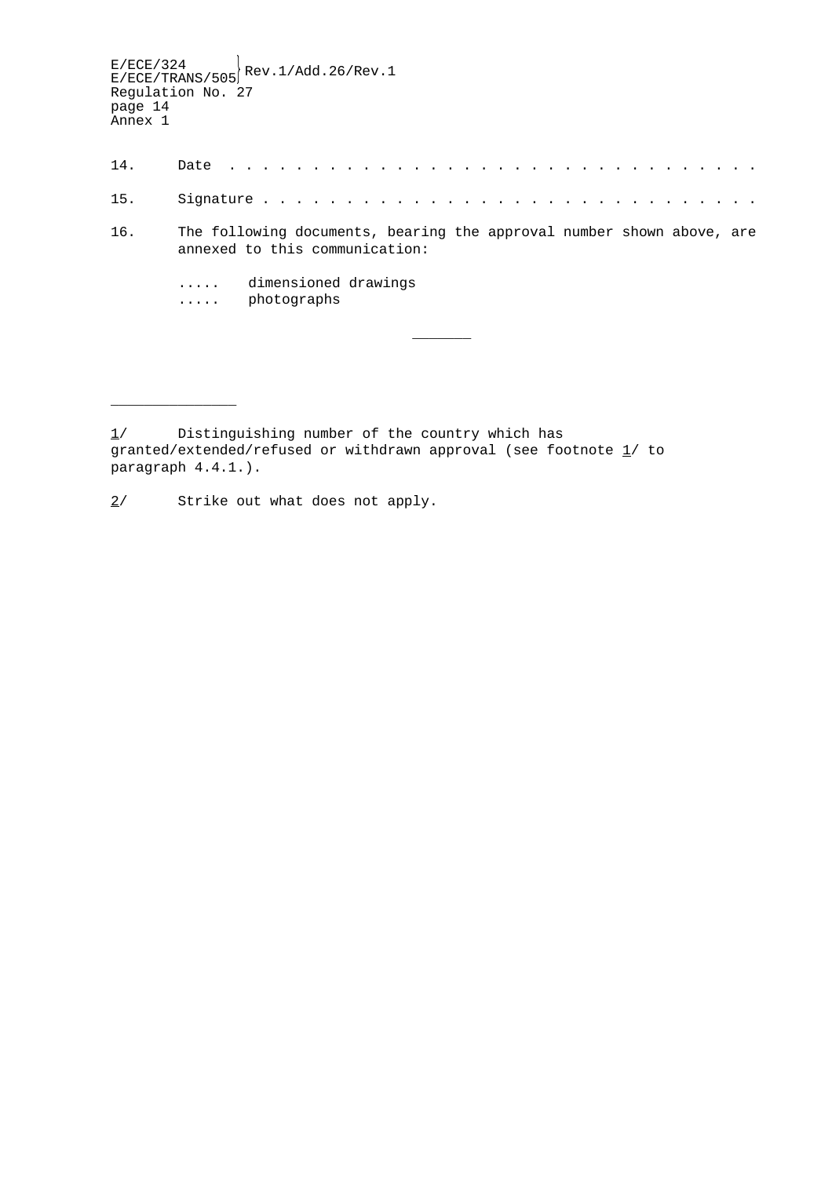14. Date . . . . . . . . . . . . . . . . . . . . . . . . . . . . . . . .

15. Signature . . . . . . . . . . . . . . . . . . . . . . . . . . . . . .

16. The following documents, bearing the approval number shown above, are annexed to this communication:

..... dimensioned drawings
..... photographs

______

______________

1/ Distinguishing number of the country which has granted/extended/refused or withdrawn approval (see footnote 1/ to paragraph 4.4.1.).

2/ Strike out what does not apply.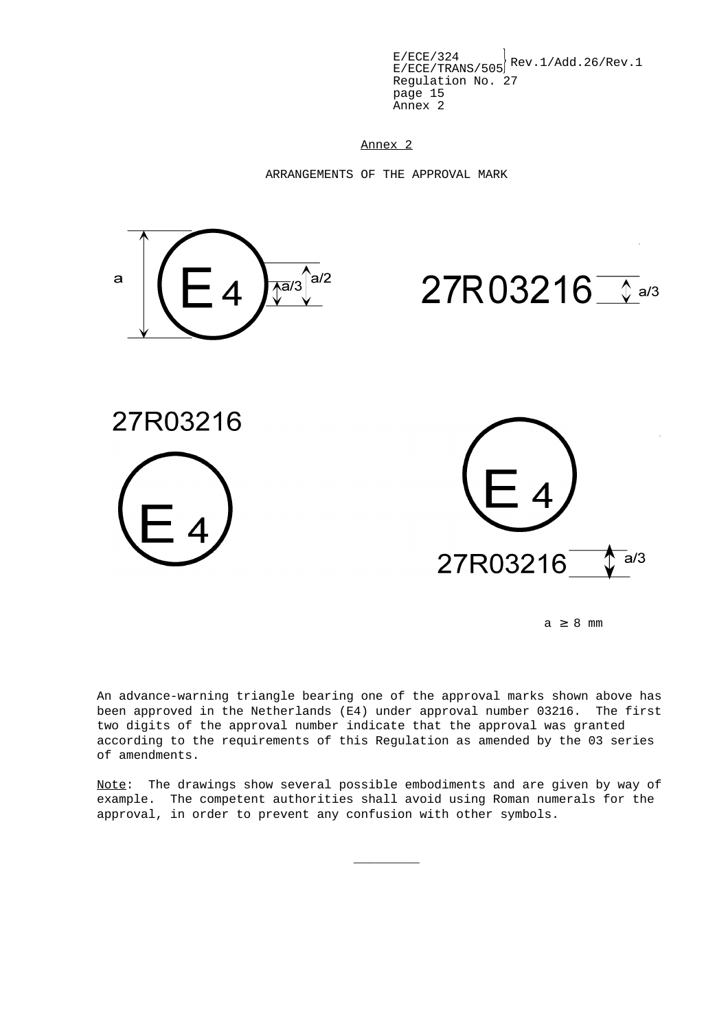## Annex 2

ARRANGEMENTS OF THE APPROVAL MARK

E 4 &nbsp;&nbsp;&nbsp; a &nbsp;&nbsp; a/3 &nbsp;&nbsp; a/2 &nbsp;&nbsp;&nbsp;&nbsp;&nbsp;&nbsp;&nbsp;&nbsp; 27R 03216 &nbsp;&nbsp; a/3

27R03216

E 4

E 4

27R03216 &nbsp;&nbsp; a/3

$a \geq 8$ mm

An advance-warning triangle bearing one of the approval marks shown above has been approved in the Netherlands (E4) under approval number 03216. The first two digits of the approval number indicate that the approval was granted according to the requirements of this Regulation as amended by the 03 series of amendments.

Note: The drawings show several possible embodiments and are given by way of example. The competent authorities shall avoid using Roman numerals for the approval, in order to prevent any confusion with other symbols.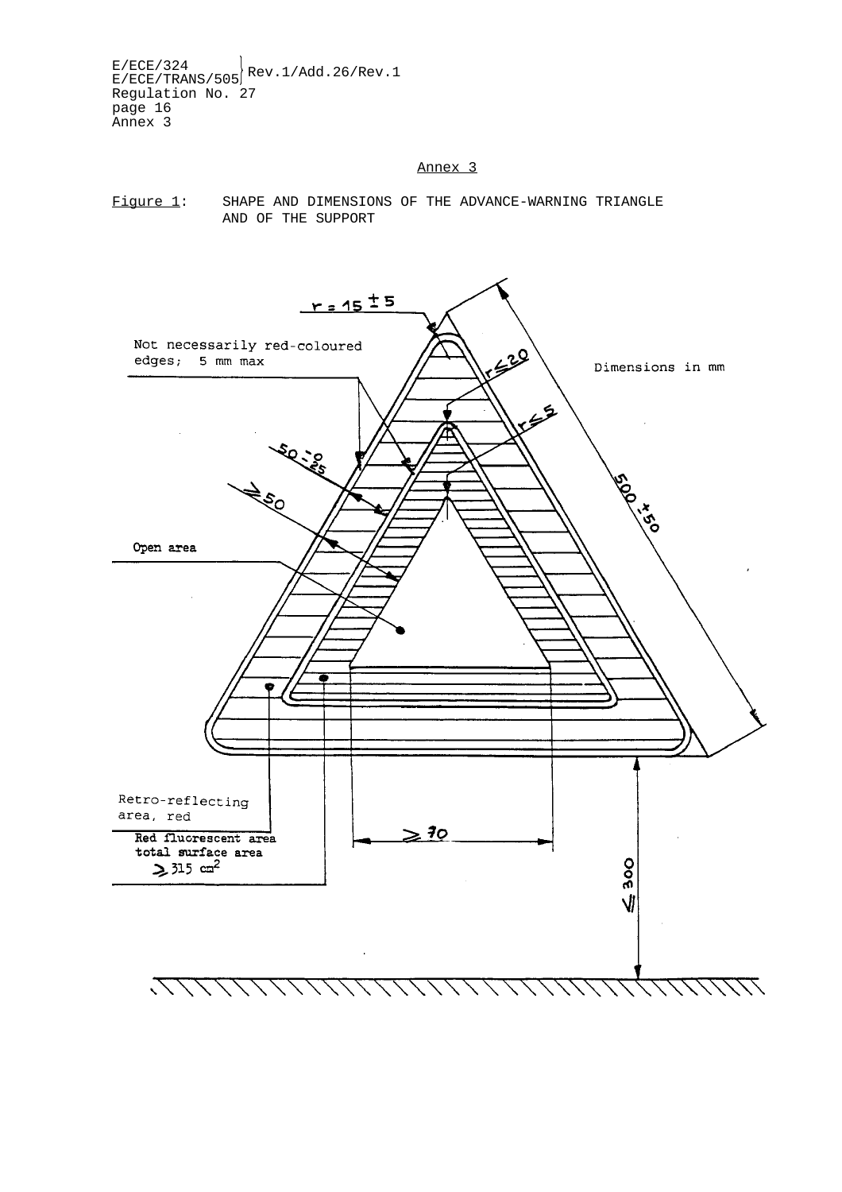Annex 3

Figure 1: SHAPE AND DIMENSIONS OF THE ADVANCE-WARNING TRIANGLE AND OF THE SUPPORT

$r = 15 \pm 5$

Not necessarily red-coloured edges; 5 mm max

$r \leq 20$

$r \leq 5$

Dimensions in mm

$50^{-0}_{-25}$

$\geq 50$

$500 \pm 50$

Open area

Retro-reflecting area, red

Red fluorescent area total surface area $\geq 315$ cm$^2$

$\geq 70$

$\leq 300$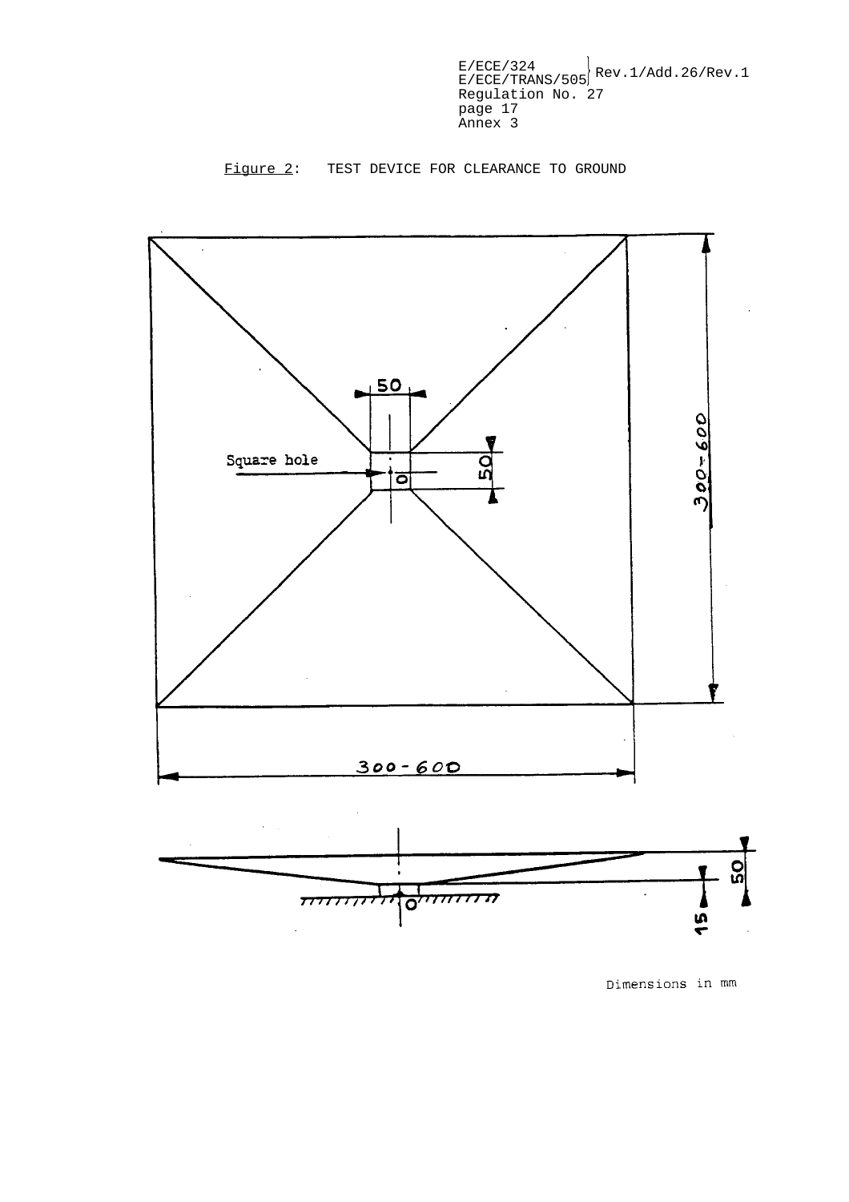Figure 2: TEST DEVICE FOR CLEARANCE TO GROUND

Square hole

50

50

O

300 - 600

300 - 600

50

15

O

Dimensions in mm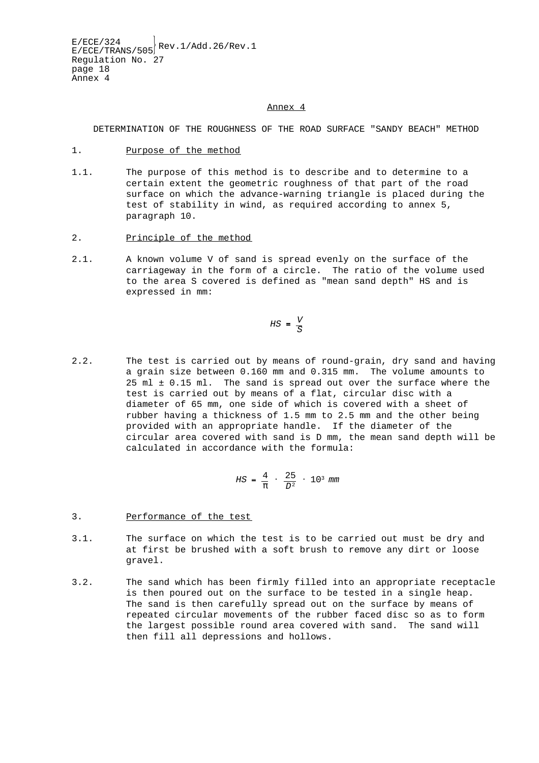## Annex 4

DETERMINATION OF THE ROUGHNESS OF THE ROAD SURFACE "SANDY BEACH" METHOD

1. Purpose of the method

1.1. The purpose of this method is to describe and to determine to a certain extent the geometric roughness of that part of the road surface on which the advance-warning triangle is placed during the test of stability in wind, as required according to annex 5, paragraph 10.

2. Principle of the method

2.1. A known volume V of sand is spread evenly on the surface of the carriageway in the form of a circle. The ratio of the volume used to the area S covered is defined as "mean sand depth" HS and is expressed in mm:

$$HS = \frac{V}{S}$$

2.2. The test is carried out by means of round-grain, dry sand and having a grain size between 0.160 mm and 0.315 mm. The volume amounts to 25 ml ± 0.15 ml. The sand is spread out over the surface where the test is carried out by means of a flat, circular disc with a diameter of 65 mm, one side of which is covered with a sheet of rubber having a thickness of 1.5 mm to 2.5 mm and the other being provided with an appropriate handle. If the diameter of the circular area covered with sand is D mm, the mean sand depth will be calculated in accordance with the formula:

$$HS = \frac{4}{\pi} \cdot \frac{25}{D^2} \cdot 10^3 \; mm$$

3. Performance of the test

3.1. The surface on which the test is to be carried out must be dry and at first be brushed with a soft brush to remove any dirt or loose gravel.

3.2. The sand which has been firmly filled into an appropriate receptacle is then poured out on the surface to be tested in a single heap. The sand is then carefully spread out on the surface by means of repeated circular movements of the rubber faced disc so as to form the largest possible round area covered with sand. The sand will then fill all depressions and hollows.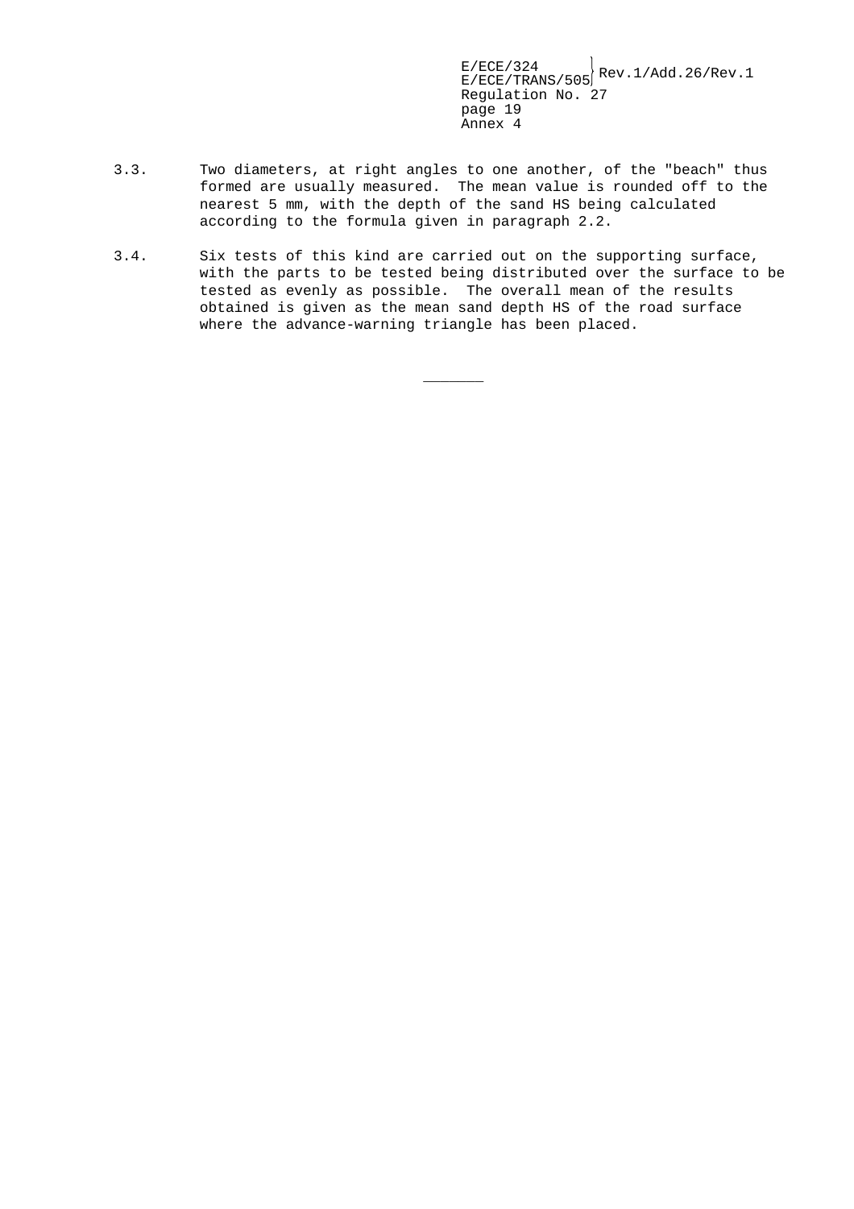3.3. Two diameters, at right angles to one another, of the "beach" thus formed are usually measured. The mean value is rounded off to the nearest 5 mm, with the depth of the sand HS being calculated according to the formula given in paragraph 2.2.

3.4. Six tests of this kind are carried out on the supporting surface, with the parts to be tested being distributed over the surface to be tested as evenly as possible. The overall mean of the results obtained is given as the mean sand depth HS of the road surface where the advance-warning triangle has been placed.

\_\_\_\_\_\_\_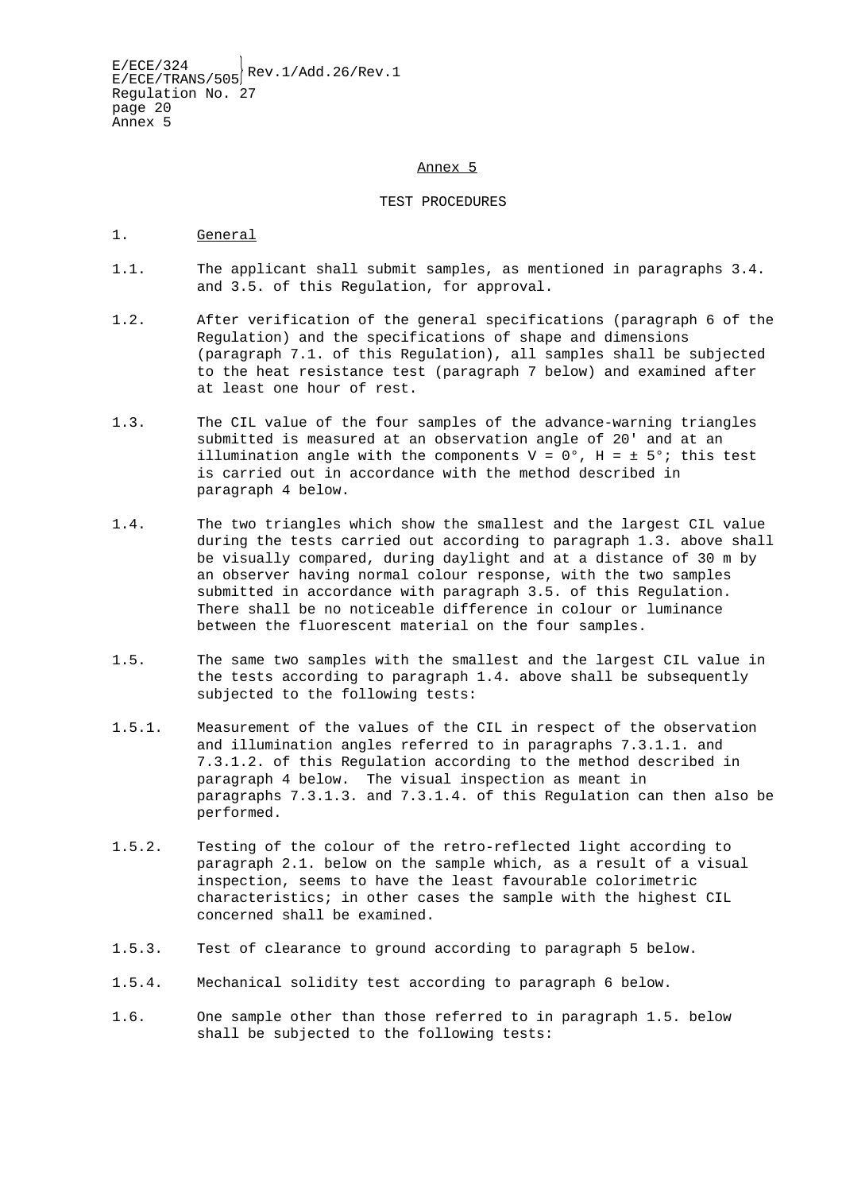## Annex 5

### TEST PROCEDURES

1. General

1.1. The applicant shall submit samples, as mentioned in paragraphs 3.4. and 3.5. of this Regulation, for approval.

1.2. After verification of the general specifications (paragraph 6 of the Regulation) and the specifications of shape and dimensions (paragraph 7.1. of this Regulation), all samples shall be subjected to the heat resistance test (paragraph 7 below) and examined after at least one hour of rest.

1.3. The CIL value of the four samples of the advance-warning triangles submitted is measured at an observation angle of 20' and at an illumination angle with the components V = 0°, H = ± 5°; this test is carried out in accordance with the method described in paragraph 4 below.

1.4. The two triangles which show the smallest and the largest CIL value during the tests carried out according to paragraph 1.3. above shall be visually compared, during daylight and at a distance of 30 m by an observer having normal colour response, with the two samples submitted in accordance with paragraph 3.5. of this Regulation. There shall be no noticeable difference in colour or luminance between the fluorescent material on the four samples.

1.5. The same two samples with the smallest and the largest CIL value in the tests according to paragraph 1.4. above shall be subsequently subjected to the following tests:

1.5.1. Measurement of the values of the CIL in respect of the observation and illumination angles referred to in paragraphs 7.3.1.1. and 7.3.1.2. of this Regulation according to the method described in paragraph 4 below. The visual inspection as meant in paragraphs 7.3.1.3. and 7.3.1.4. of this Regulation can then also be performed.

1.5.2. Testing of the colour of the retro-reflected light according to paragraph 2.1. below on the sample which, as a result of a visual inspection, seems to have the least favourable colorimetric characteristics; in other cases the sample with the highest CIL concerned shall be examined.

1.5.3. Test of clearance to ground according to paragraph 5 below.

1.5.4. Mechanical solidity test according to paragraph 6 below.

1.6. One sample other than those referred to in paragraph 1.5. below shall be subjected to the following tests: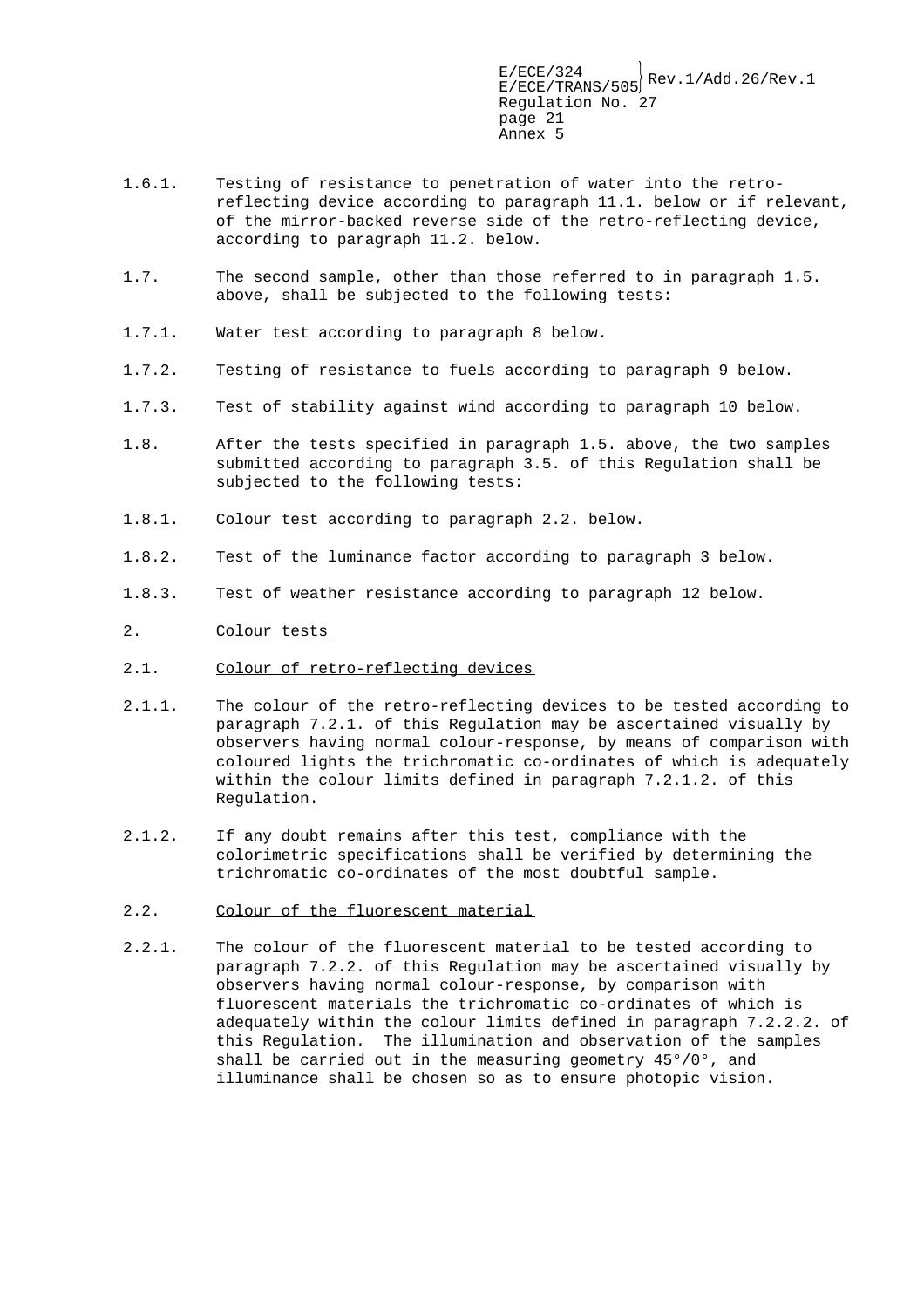1.6.1. Testing of resistance to penetration of water into the retro-reflecting device according to paragraph 11.1. below or if relevant, of the mirror-backed reverse side of the retro-reflecting device, according to paragraph 11.2. below.

1.7. The second sample, other than those referred to in paragraph 1.5. above, shall be subjected to the following tests:

1.7.1. Water test according to paragraph 8 below.

1.7.2. Testing of resistance to fuels according to paragraph 9 below.

1.7.3. Test of stability against wind according to paragraph 10 below.

1.8. After the tests specified in paragraph 1.5. above, the two samples submitted according to paragraph 3.5. of this Regulation shall be subjected to the following tests:

1.8.1. Colour test according to paragraph 2.2. below.

1.8.2. Test of the luminance factor according to paragraph 3 below.

1.8.3. Test of weather resistance according to paragraph 12 below.

2. <u>Colour tests</u>

2.1. <u>Colour of retro-reflecting devices</u>

2.1.1. The colour of the retro-reflecting devices to be tested according to paragraph 7.2.1. of this Regulation may be ascertained visually by observers having normal colour-response, by means of comparison with coloured lights the trichromatic co-ordinates of which is adequately within the colour limits defined in paragraph 7.2.1.2. of this Regulation.

2.1.2. If any doubt remains after this test, compliance with the colorimetric specifications shall be verified by determining the trichromatic co-ordinates of the most doubtful sample.

2.2. <u>Colour of the fluorescent material</u>

2.2.1. The colour of the fluorescent material to be tested according to paragraph 7.2.2. of this Regulation may be ascertained visually by observers having normal colour-response, by comparison with fluorescent materials the trichromatic co-ordinates of which is adequately within the colour limits defined in paragraph 7.2.2.2. of this Regulation. The illumination and observation of the samples shall be carried out in the measuring geometry 45°/0°, and illuminance shall be chosen so as to ensure photopic vision.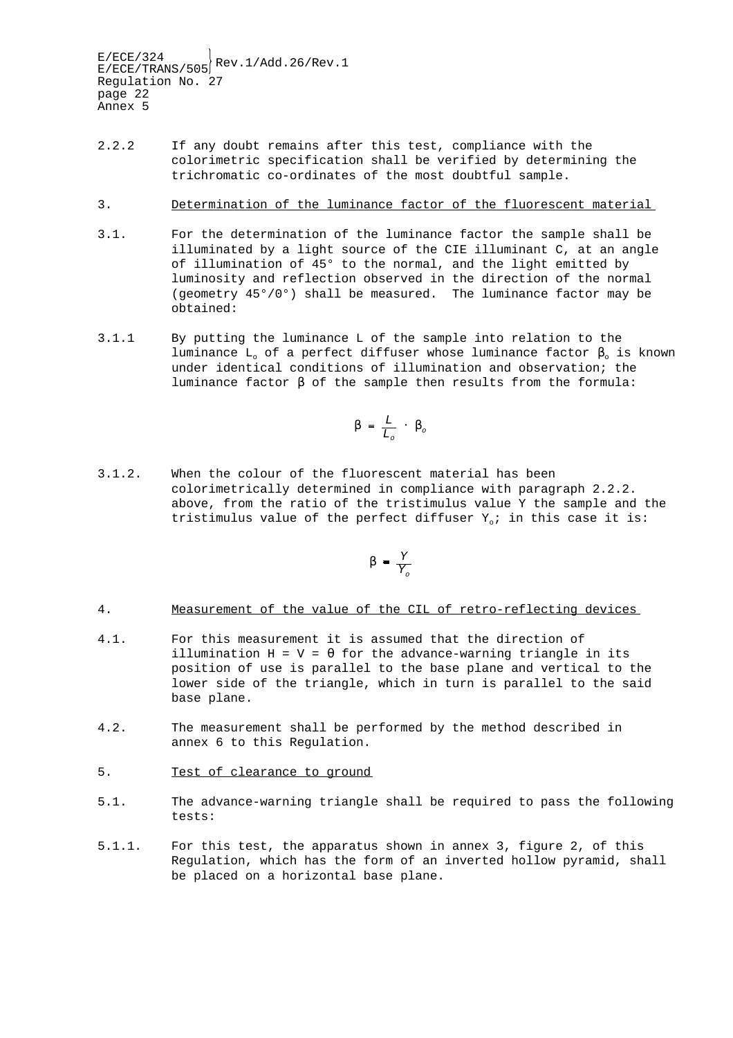2.2.2 If any doubt remains after this test, compliance with the colorimetric specification shall be verified by determining the trichromatic co-ordinates of the most doubtful sample.

3. <u>Determination of the luminance factor of the fluorescent material</u>

3.1. For the determination of the luminance factor the sample shall be illuminated by a light source of the CIE illuminant C, at an angle of illumination of 45° to the normal, and the light emitted by luminosity and reflection observed in the direction of the normal (geometry 45°/0°) shall be measured. The luminance factor may be obtained:

3.1.1 By putting the luminance L of the sample into relation to the luminance $L_o$ of a perfect diffuser whose luminance factor $\beta_o$ is known under identical conditions of illumination and observation; the luminance factor β of the sample then results from the formula:

$$\beta = \frac{L}{L_o} \cdot \beta_o$$

3.1.2. When the colour of the fluorescent material has been colorimetrically determined in compliance with paragraph 2.2.2. above, from the ratio of the tristimulus value Y the sample and the tristimulus value of the perfect diffuser $Y_o$; in this case it is:

$$\beta = \frac{Y}{Y_o}$$

4. <u>Measurement of the value of the CIL of retro-reflecting devices</u>

4.1. For this measurement it is assumed that the direction of illumination H = V = θ for the advance-warning triangle in its position of use is parallel to the base plane and vertical to the lower side of the triangle, which in turn is parallel to the said base plane.

4.2. The measurement shall be performed by the method described in annex 6 to this Regulation.

5. <u>Test of clearance to ground</u>

5.1. The advance-warning triangle shall be required to pass the following tests:

5.1.1. For this test, the apparatus shown in annex 3, figure 2, of this Regulation, which has the form of an inverted hollow pyramid, shall be placed on a horizontal base plane.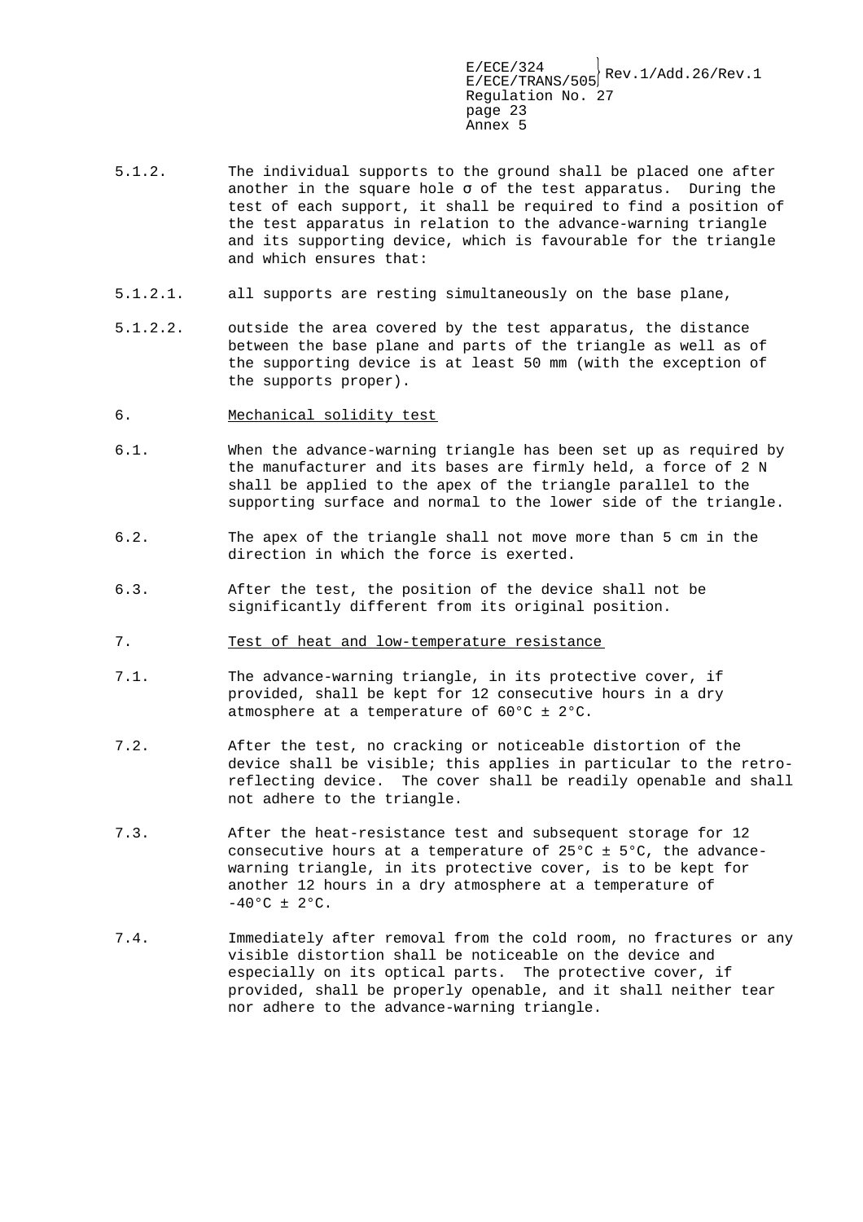5.1.2. The individual supports to the ground shall be placed one after another in the square hole σ of the test apparatus. During the test of each support, it shall be required to find a position of the test apparatus in relation to the advance-warning triangle and its supporting device, which is favourable for the triangle and which ensures that:

5.1.2.1. all supports are resting simultaneously on the base plane,

5.1.2.2. outside the area covered by the test apparatus, the distance between the base plane and parts of the triangle as well as of the supporting device is at least 50 mm (with the exception of the supports proper).

6. Mechanical solidity test

6.1. When the advance-warning triangle has been set up as required by the manufacturer and its bases are firmly held, a force of 2 N shall be applied to the apex of the triangle parallel to the supporting surface and normal to the lower side of the triangle.

6.2. The apex of the triangle shall not move more than 5 cm in the direction in which the force is exerted.

6.3. After the test, the position of the device shall not be significantly different from its original position.

7. Test of heat and low-temperature resistance

7.1. The advance-warning triangle, in its protective cover, if provided, shall be kept for 12 consecutive hours in a dry atmosphere at a temperature of 60°C ± 2°C.

7.2. After the test, no cracking or noticeable distortion of the device shall be visible; this applies in particular to the retro-reflecting device. The cover shall be readily openable and shall not adhere to the triangle.

7.3. After the heat-resistance test and subsequent storage for 12 consecutive hours at a temperature of 25°C ± 5°C, the advance-warning triangle, in its protective cover, is to be kept for another 12 hours in a dry atmosphere at a temperature of -40°C ± 2°C.

7.4. Immediately after removal from the cold room, no fractures or any visible distortion shall be noticeable on the device and especially on its optical parts. The protective cover, if provided, shall be properly openable, and it shall neither tear nor adhere to the advance-warning triangle.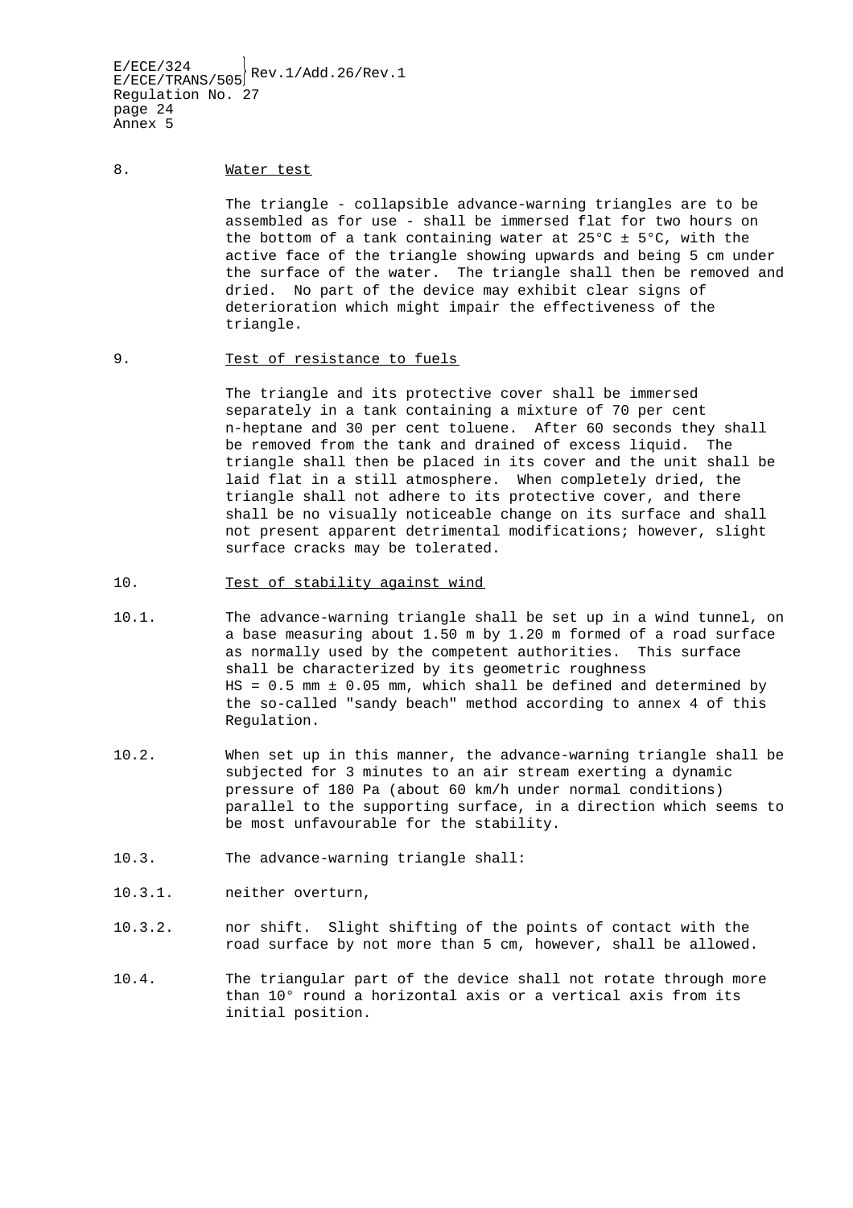8. Water test

The triangle - collapsible advance-warning triangles are to be assembled as for use - shall be immersed flat for two hours on the bottom of a tank containing water at 25°C ± 5°C, with the active face of the triangle showing upwards and being 5 cm under the surface of the water. The triangle shall then be removed and dried. No part of the device may exhibit clear signs of deterioration which might impair the effectiveness of the triangle.

9. Test of resistance to fuels

The triangle and its protective cover shall be immersed separately in a tank containing a mixture of 70 per cent n-heptane and 30 per cent toluene. After 60 seconds they shall be removed from the tank and drained of excess liquid. The triangle shall then be placed in its cover and the unit shall be laid flat in a still atmosphere. When completely dried, the triangle shall not adhere to its protective cover, and there shall be no visually noticeable change on its surface and shall not present apparent detrimental modifications; however, slight surface cracks may be tolerated.

10. Test of stability against wind

10.1. The advance-warning triangle shall be set up in a wind tunnel, on a base measuring about 1.50 m by 1.20 m formed of a road surface as normally used by the competent authorities. This surface shall be characterized by its geometric roughness HS = 0.5 mm ± 0.05 mm, which shall be defined and determined by the so-called "sandy beach" method according to annex 4 of this Regulation.

10.2. When set up in this manner, the advance-warning triangle shall be subjected for 3 minutes to an air stream exerting a dynamic pressure of 180 Pa (about 60 km/h under normal conditions) parallel to the supporting surface, in a direction which seems to be most unfavourable for the stability.

10.3. The advance-warning triangle shall:

10.3.1. neither overturn,

10.3.2. nor shift. Slight shifting of the points of contact with the road surface by not more than 5 cm, however, shall be allowed.

10.4. The triangular part of the device shall not rotate through more than 10° round a horizontal axis or a vertical axis from its initial position.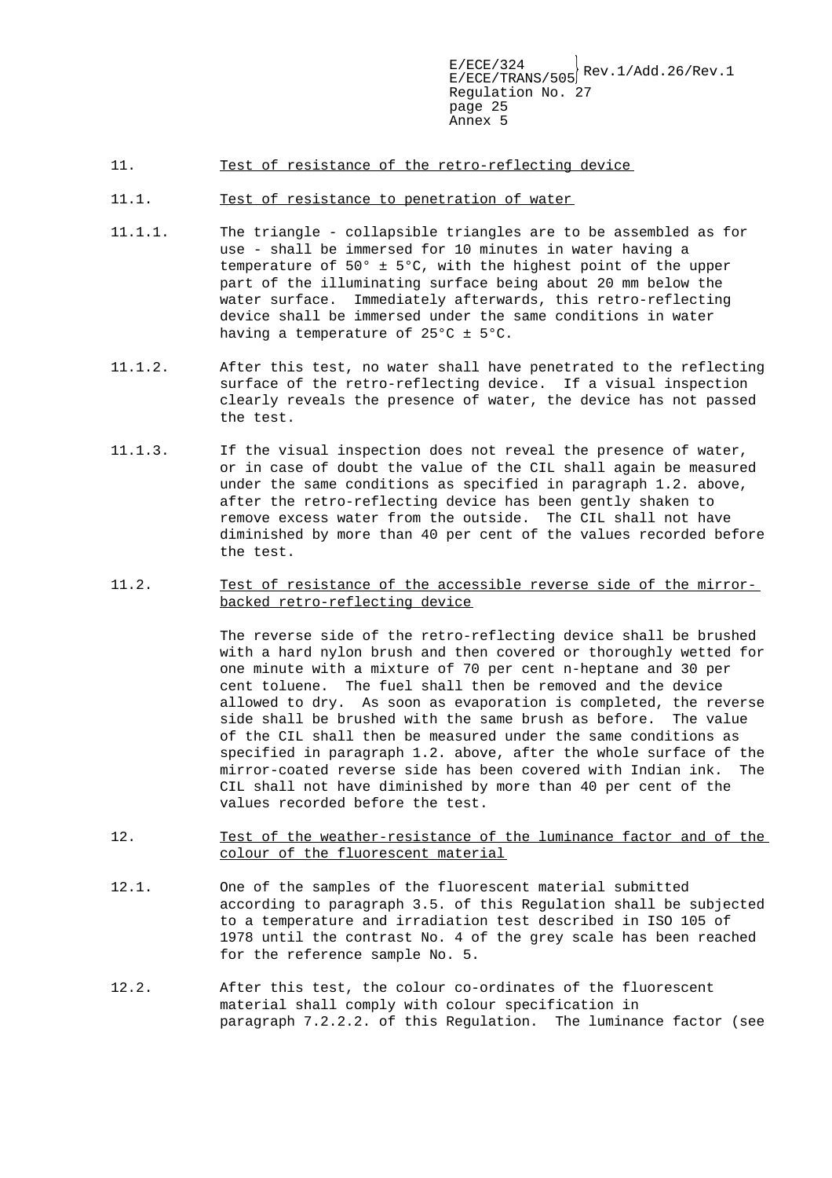11. <u>Test of resistance of the retro-reflecting device</u>

11.1. <u>Test of resistance to penetration of water</u>

11.1.1. The triangle - collapsible triangles are to be assembled as for use - shall be immersed for 10 minutes in water having a temperature of 50° ± 5°C, with the highest point of the upper part of the illuminating surface being about 20 mm below the water surface. Immediately afterwards, this retro-reflecting device shall be immersed under the same conditions in water having a temperature of 25°C ± 5°C.

11.1.2. After this test, no water shall have penetrated to the reflecting surface of the retro-reflecting device. If a visual inspection clearly reveals the presence of water, the device has not passed the test.

11.1.3. If the visual inspection does not reveal the presence of water, or in case of doubt the value of the CIL shall again be measured under the same conditions as specified in paragraph 1.2. above, after the retro-reflecting device has been gently shaken to remove excess water from the outside. The CIL shall not have diminished by more than 40 per cent of the values recorded before the test.

11.2. <u>Test of resistance of the accessible reverse side of the mirror-backed retro-reflecting device</u>

The reverse side of the retro-reflecting device shall be brushed with a hard nylon brush and then covered or thoroughly wetted for one minute with a mixture of 70 per cent n-heptane and 30 per cent toluene. The fuel shall then be removed and the device allowed to dry. As soon as evaporation is completed, the reverse side shall be brushed with the same brush as before. The value of the CIL shall then be measured under the same conditions as specified in paragraph 1.2. above, after the whole surface of the mirror-coated reverse side has been covered with Indian ink. The CIL shall not have diminished by more than 40 per cent of the values recorded before the test.

12. <u>Test of the weather-resistance of the luminance factor and of the colour of the fluorescent material</u>

12.1. One of the samples of the fluorescent material submitted according to paragraph 3.5. of this Regulation shall be subjected to a temperature and irradiation test described in ISO 105 of 1978 until the contrast No. 4 of the grey scale has been reached for the reference sample No. 5.

12.2. After this test, the colour co-ordinates of the fluorescent material shall comply with colour specification in paragraph 7.2.2.2. of this Regulation. The luminance factor (see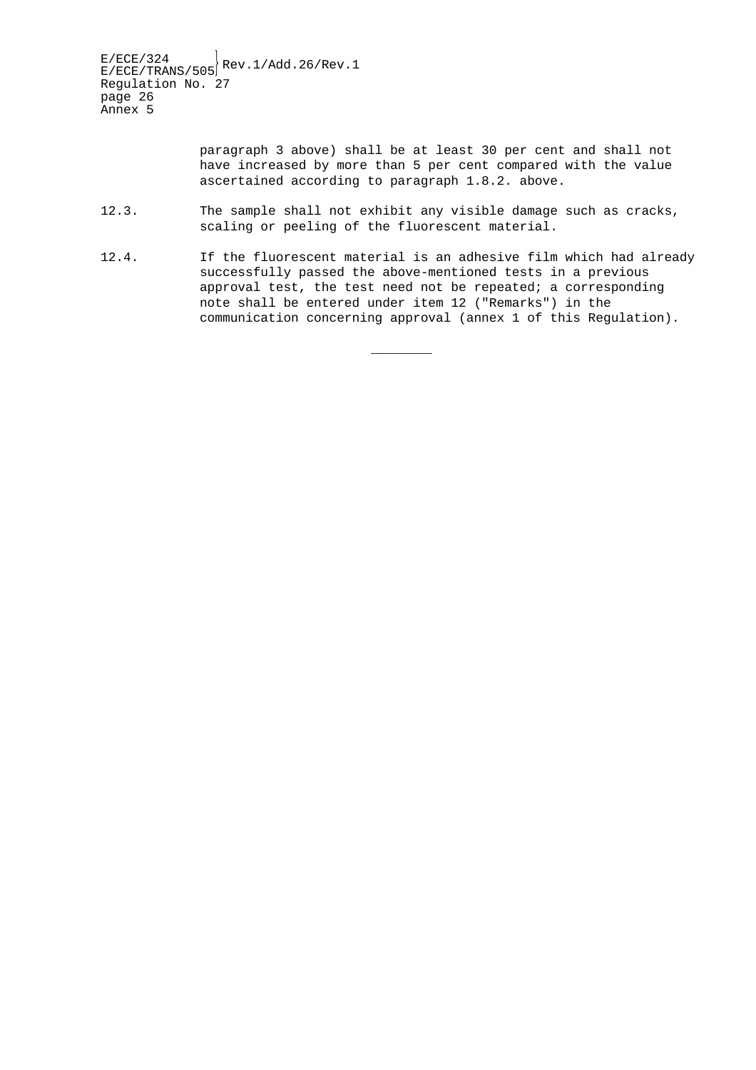paragraph 3 above) shall be at least 30 per cent and shall not have increased by more than 5 per cent compared with the value ascertained according to paragraph 1.8.2. above.

12.3. The sample shall not exhibit any visible damage such as cracks, scaling or peeling of the fluorescent material.

12.4. If the fluorescent material is an adhesive film which had already successfully passed the above-mentioned tests in a previous approval test, the test need not be repeated; a corresponding note shall be entered under item 12 ("Remarks") in the communication concerning approval (annex 1 of this Regulation).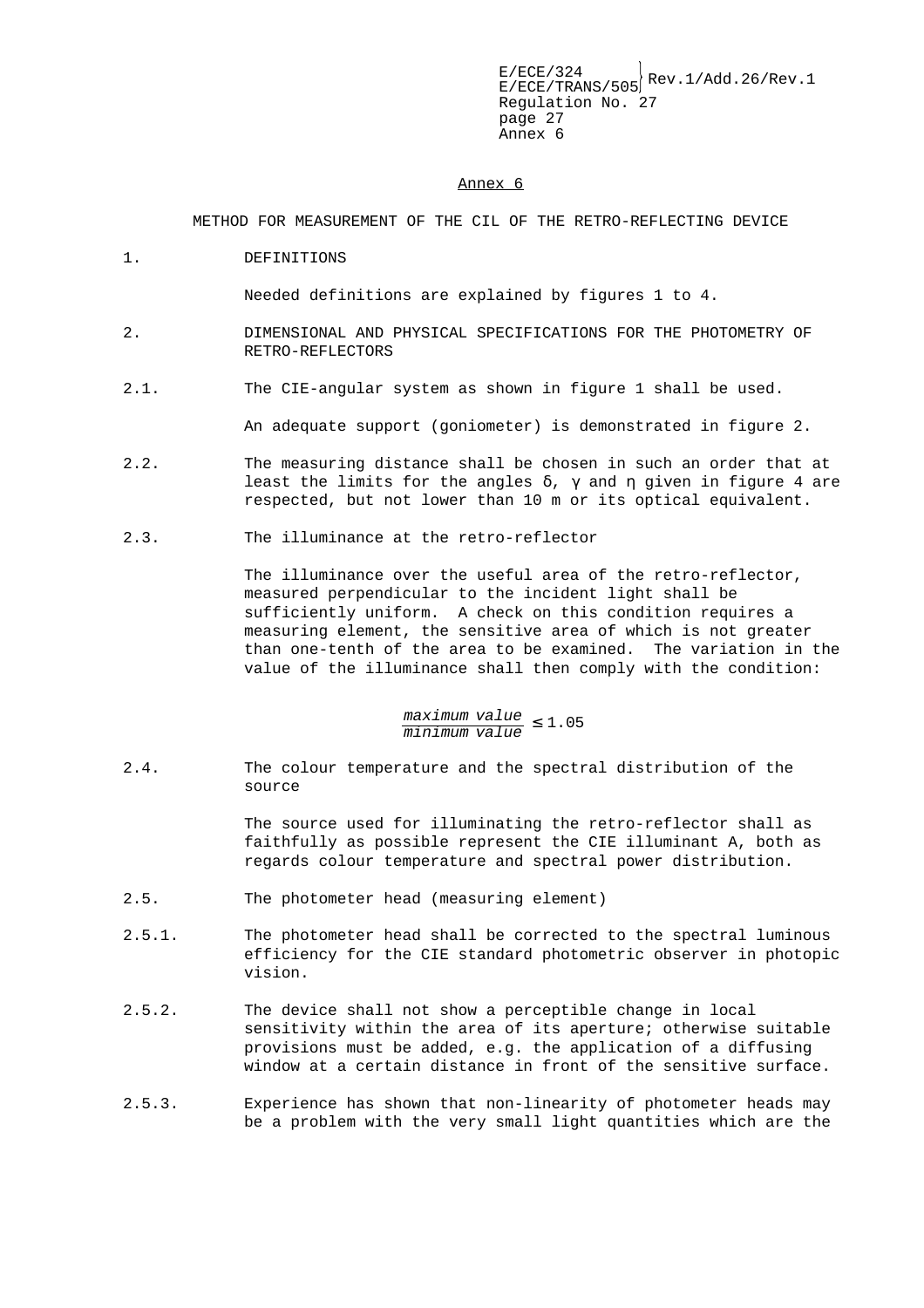## Annex 6

### METHOD FOR MEASUREMENT OF THE CIL OF THE RETRO-REFLECTING DEVICE

1. DEFINITIONS

   Needed definitions are explained by figures 1 to 4.

2. DIMENSIONAL AND PHYSICAL SPECIFICATIONS FOR THE PHOTOMETRY OF RETRO-REFLECTORS

2.1. The CIE-angular system as shown in figure 1 shall be used.

   An adequate support (goniometer) is demonstrated in figure 2.

2.2. The measuring distance shall be chosen in such an order that at least the limits for the angles δ, γ and η given in figure 4 are respected, but not lower than 10 m or its optical equivalent.

2.3. The illuminance at the retro-reflector

   The illuminance over the useful area of the retro-reflector, measured perpendicular to the incident light shall be sufficiently uniform. A check on this condition requires a measuring element, the sensitive area of which is not greater than one-tenth of the area to be examined. The variation in the value of the illuminance shall then comply with the condition:

$$\frac{\textit{maximum value}}{\textit{minimum value}} \leq 1.05$$

2.4. The colour temperature and the spectral distribution of the source

   The source used for illuminating the retro-reflector shall as faithfully as possible represent the CIE illuminant A, both as regards colour temperature and spectral power distribution.

2.5. The photometer head (measuring element)

2.5.1. The photometer head shall be corrected to the spectral luminous efficiency for the CIE standard photometric observer in photopic vision.

2.5.2. The device shall not show a perceptible change in local sensitivity within the area of its aperture; otherwise suitable provisions must be added, e.g. the application of a diffusing window at a certain distance in front of the sensitive surface.

2.5.3. Experience has shown that non-linearity of photometer heads may be a problem with the very small light quantities which are the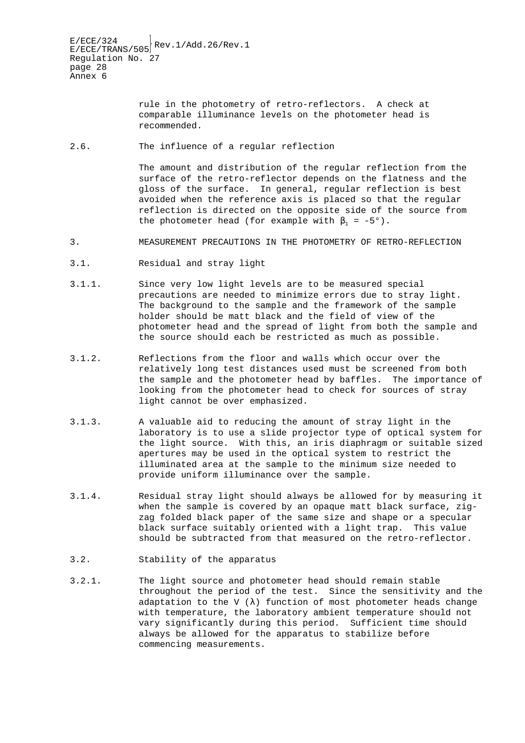rule in the photometry of retro-reflectors. A check at comparable illuminance levels on the photometer head is recommended.

2.6. The influence of a regular reflection

The amount and distribution of the regular reflection from the surface of the retro-reflector depends on the flatness and the gloss of the surface. In general, regular reflection is best avoided when the reference axis is placed so that the regular reflection is directed on the opposite side of the source from the photometer head (for example with $\beta_1 = -5°$).

3. MEASUREMENT PRECAUTIONS IN THE PHOTOMETRY OF RETRO-REFLECTION

3.1. Residual and stray light

3.1.1. Since very low light levels are to be measured special precautions are needed to minimize errors due to stray light. The background to the sample and the framework of the sample holder should be matt black and the field of view of the photometer head and the spread of light from both the sample and the source should each be restricted as much as possible.

3.1.2. Reflections from the floor and walls which occur over the relatively long test distances used must be screened from both the sample and the photometer head by baffles. The importance of looking from the photometer head to check for sources of stray light cannot be over emphasized.

3.1.3. A valuable aid to reducing the amount of stray light in the laboratory is to use a slide projector type of optical system for the light source. With this, an iris diaphragm or suitable sized apertures may be used in the optical system to restrict the illuminated area at the sample to the minimum size needed to provide uniform illuminance over the sample.

3.1.4. Residual stray light should always be allowed for by measuring it when the sample is covered by an opaque matt black surface, zig-zag folded black paper of the same size and shape or a specular black surface suitably oriented with a light trap. This value should be subtracted from that measured on the retro-reflector.

3.2. Stability of the apparatus

3.2.1. The light source and photometer head should remain stable throughout the period of the test. Since the sensitivity and the adaptation to the $V(\lambda)$ function of most photometer heads change with temperature, the laboratory ambient temperature should not vary significantly during this period. Sufficient time should always be allowed for the apparatus to stabilize before commencing measurements.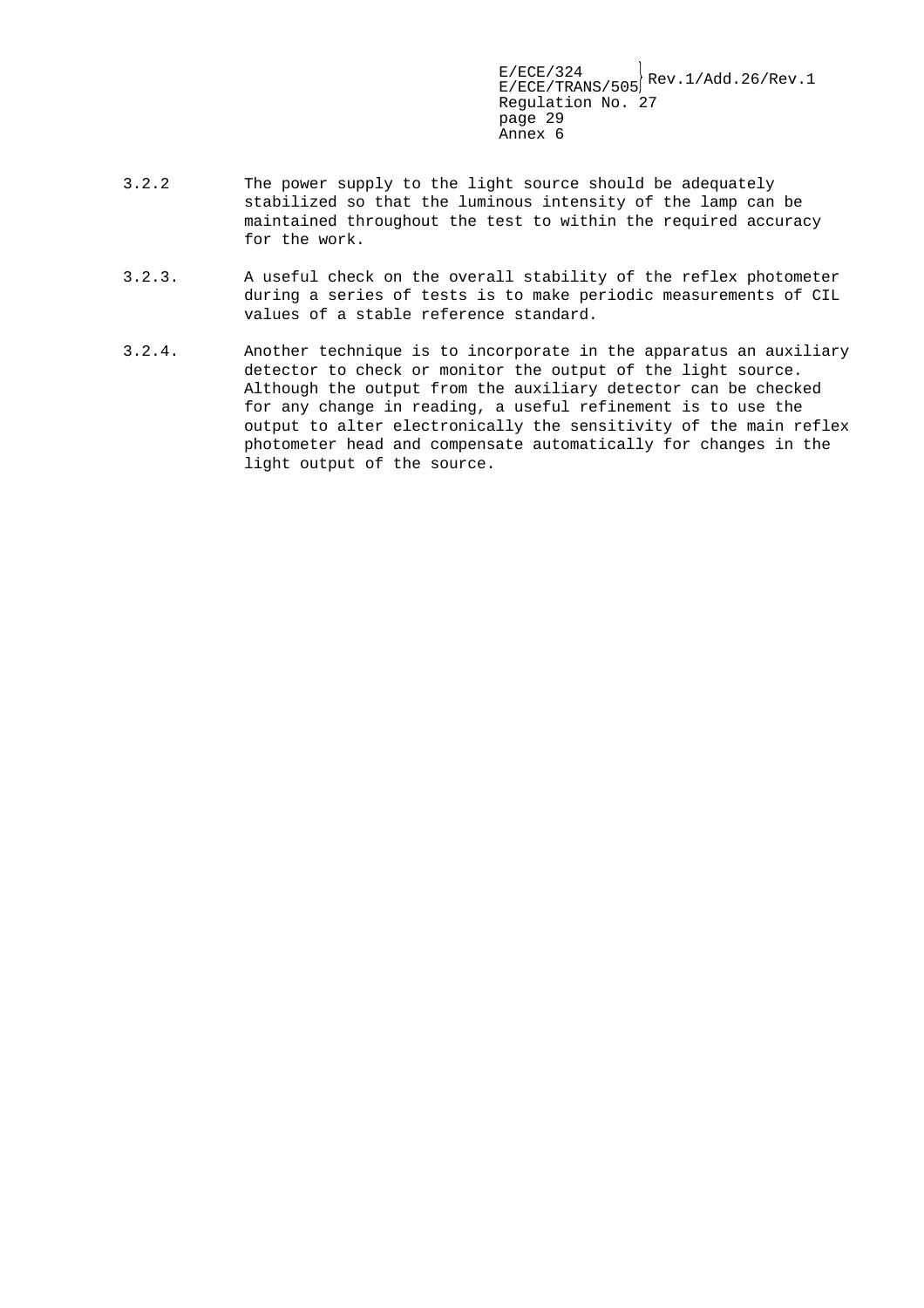3.2.2 The power supply to the light source should be adequately stabilized so that the luminous intensity of the lamp can be maintained throughout the test to within the required accuracy for the work.

3.2.3. A useful check on the overall stability of the reflex photometer during a series of tests is to make periodic measurements of CIL values of a stable reference standard.

3.2.4. Another technique is to incorporate in the apparatus an auxiliary detector to check or monitor the output of the light source. Although the output from the auxiliary detector can be checked for any change in reading, a useful refinement is to use the output to alter electronically the sensitivity of the main reflex photometer head and compensate automatically for changes in the light output of the source.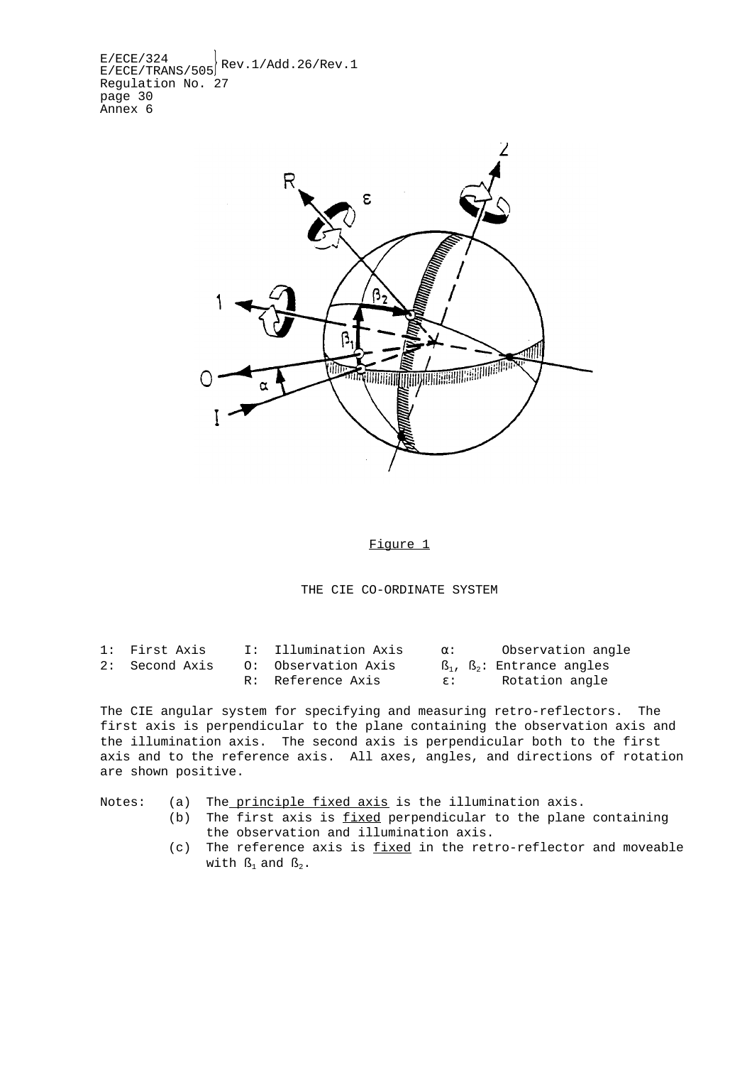Figure 1

THE CIE CO-ORDINATE SYSTEM

| | | |
|---|---|---|
| 1: First Axis | I: Illumination Axis | $\alpha$: Observation angle |
| 2: Second Axis | O: Observation Axis | $\beta_1$, $\beta_2$: Entrance angles |
| | R: Reference Axis | $\varepsilon$: Rotation angle |

The CIE angular system for specifying and measuring retro-reflectors. The first axis is perpendicular to the plane containing the observation axis and the illumination axis. The second axis is perpendicular both to the first axis and to the reference axis. All axes, angles, and directions of rotation are shown positive.

Notes:
- (a) The principle fixed axis is the illumination axis.
- (b) The first axis is fixed perpendicular to the plane containing the observation and illumination axis.
- (c) The reference axis is fixed in the retro-reflector and moveable with $\beta_1$ and $\beta_2$.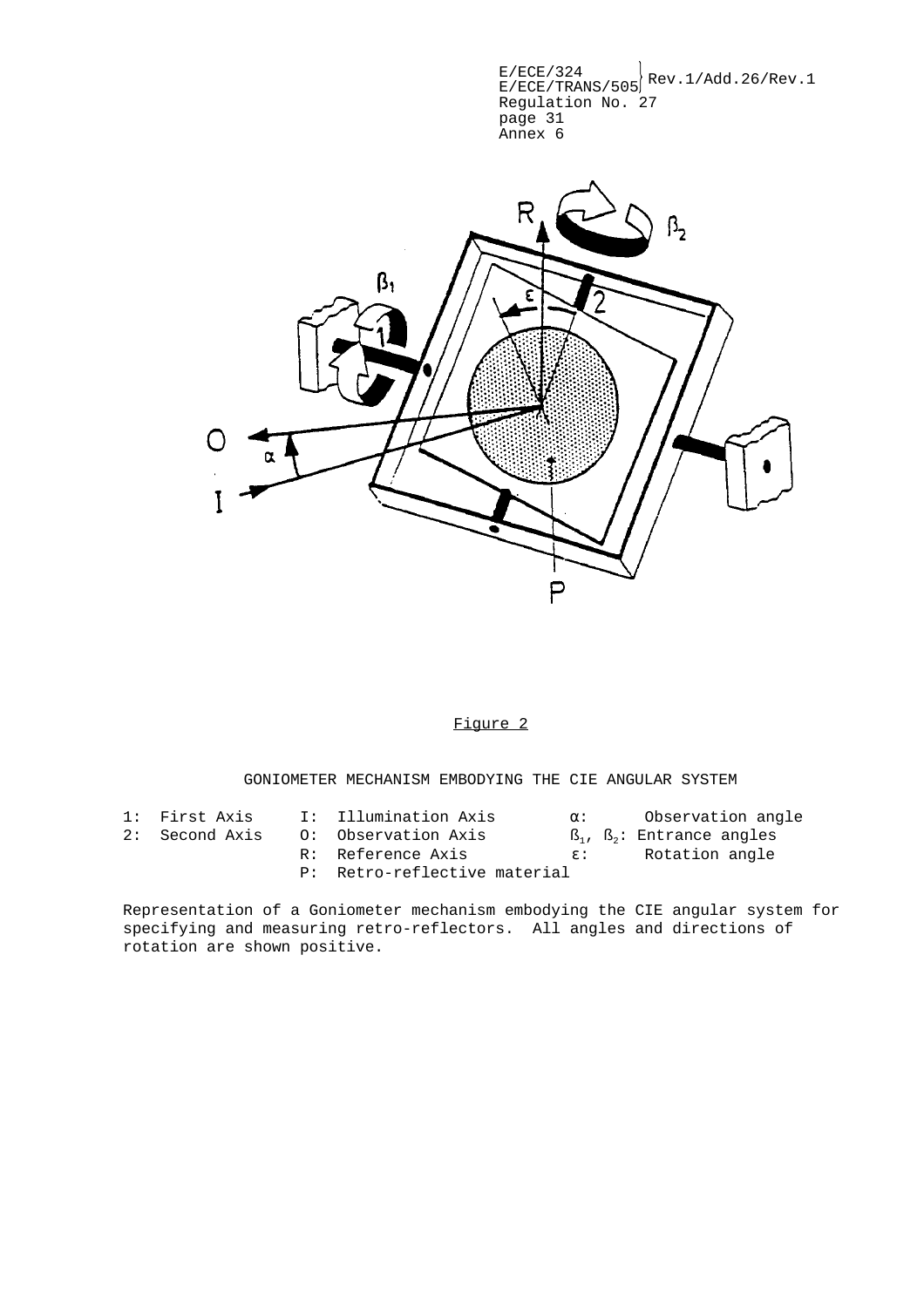Figure 2

GONIOMETER MECHANISM EMBODYING THE CIE ANGULAR SYSTEM

| | | | | | |
|---|---|---|---|---|---|
| 1: | First Axis | I: | Illumination Axis | $\alpha$: | Observation angle |
| 2: | Second Axis | O: | Observation Axis | $\beta_1$, $\beta_2$: | Entrance angles |
| | | R: | Reference Axis | $\varepsilon$: | Rotation angle |
| | | P: | Retro-reflective material | | |

Representation of a Goniometer mechanism embodying the CIE angular system for specifying and measuring retro-reflectors. All angles and directions of rotation are shown positive.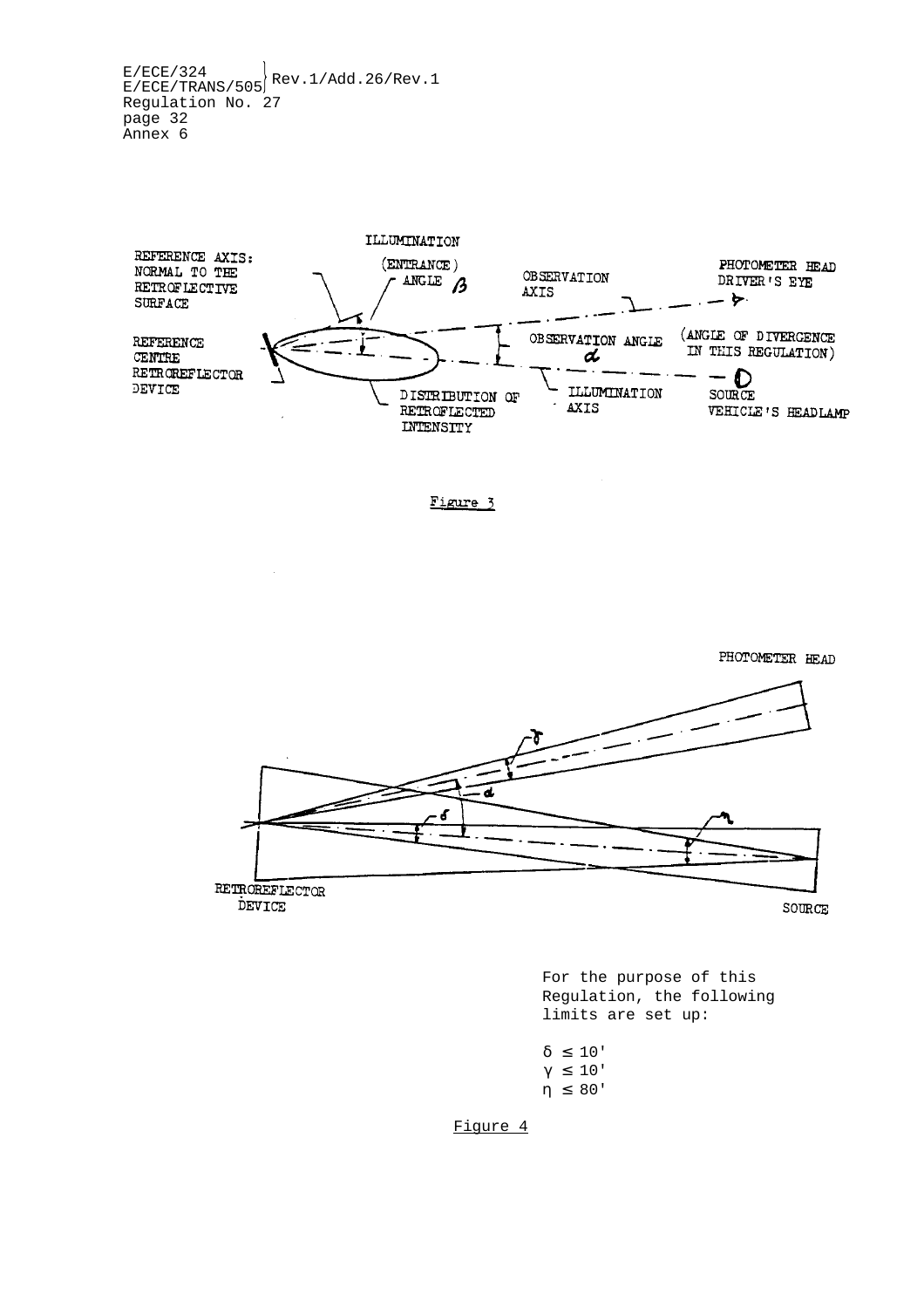REFERENCE AXIS: NORMAL TO THE RETROFLECTIVE SURFACE

ILLUMINATION (ENTRANCE) ANGLE $\beta$

OBSERVATION AXIS

PHOTOMETER HEAD DRIVER'S EYE

REFERENCE CENTRE RETROREFLECTOR DEVICE

OBSERVATION ANGLE $\alpha$

(ANGLE OF DIVERGENCE IN THIS REGULATION)

DISTRIBUTION OF RETROFLECTED INTENSITY

ILLUMINATION AXIS

SOURCE VEHICLE'S HEADLAMP

Figure 3

PHOTOMETER HEAD

$\gamma$

$\alpha$

$\delta$

$\eta$

RETROREFLECTOR DEVICE

SOURCE

For the purpose of this Regulation, the following limits are set up:

$\delta \leq 10'$
$\gamma \leq 10'$
$\eta \leq 80'$

Figure 4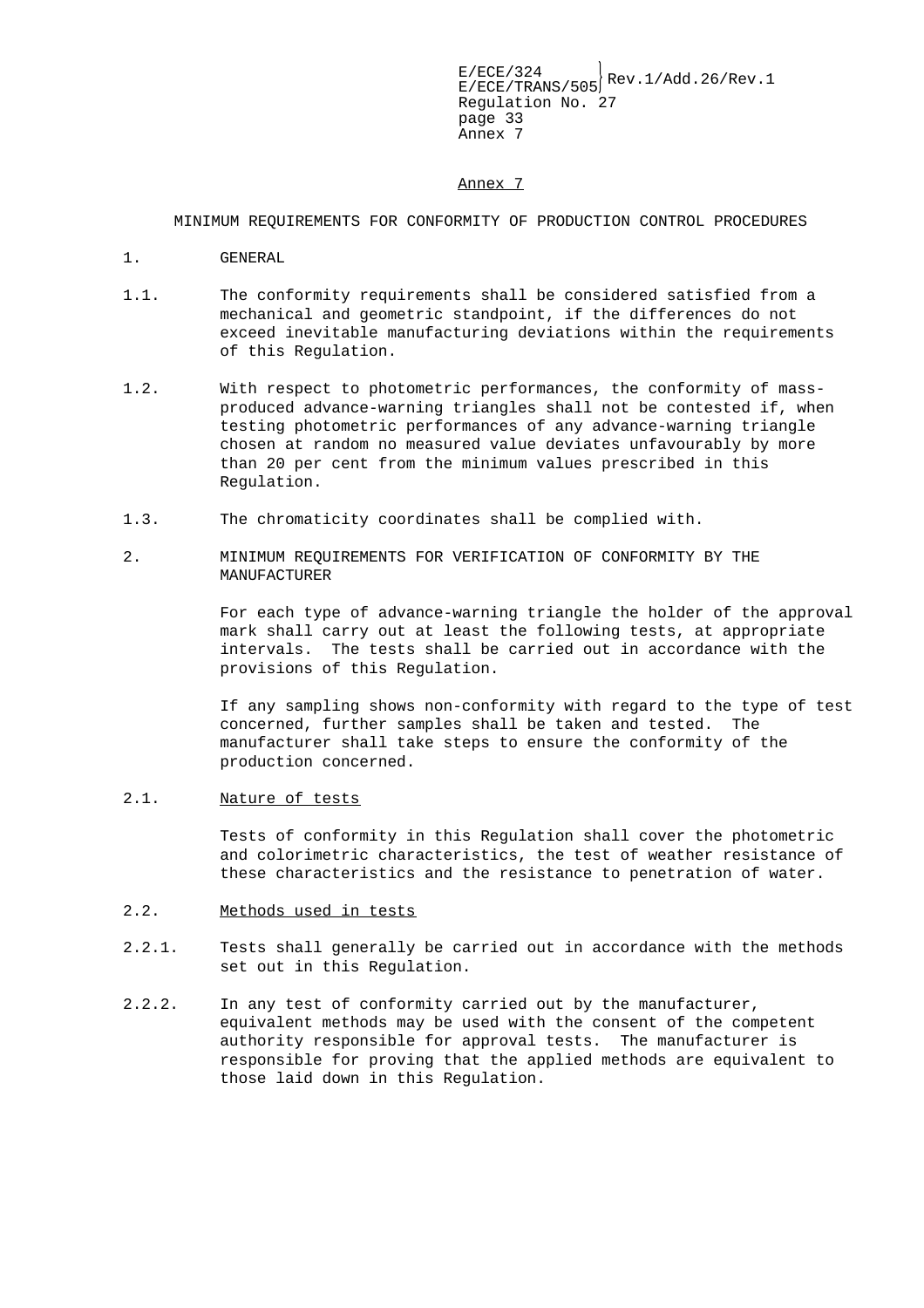## Annex 7

### MINIMUM REQUIREMENTS FOR CONFORMITY OF PRODUCTION CONTROL PROCEDURES

1. GENERAL

1.1. The conformity requirements shall be considered satisfied from a mechanical and geometric standpoint, if the differences do not exceed inevitable manufacturing deviations within the requirements of this Regulation.

1.2. With respect to photometric performances, the conformity of mass-produced advance-warning triangles shall not be contested if, when testing photometric performances of any advance-warning triangle chosen at random no measured value deviates unfavourably by more than 20 per cent from the minimum values prescribed in this Regulation.

1.3. The chromaticity coordinates shall be complied with.

2. MINIMUM REQUIREMENTS FOR VERIFICATION OF CONFORMITY BY THE MANUFACTURER

For each type of advance-warning triangle the holder of the approval mark shall carry out at least the following tests, at appropriate intervals. The tests shall be carried out in accordance with the provisions of this Regulation.

If any sampling shows non-conformity with regard to the type of test concerned, further samples shall be taken and tested. The manufacturer shall take steps to ensure the conformity of the production concerned.

2.1. Nature of tests

Tests of conformity in this Regulation shall cover the photometric and colorimetric characteristics, the test of weather resistance of these characteristics and the resistance to penetration of water.

2.2. Methods used in tests

2.2.1. Tests shall generally be carried out in accordance with the methods set out in this Regulation.

2.2.2. In any test of conformity carried out by the manufacturer, equivalent methods may be used with the consent of the competent authority responsible for approval tests. The manufacturer is responsible for proving that the applied methods are equivalent to those laid down in this Regulation.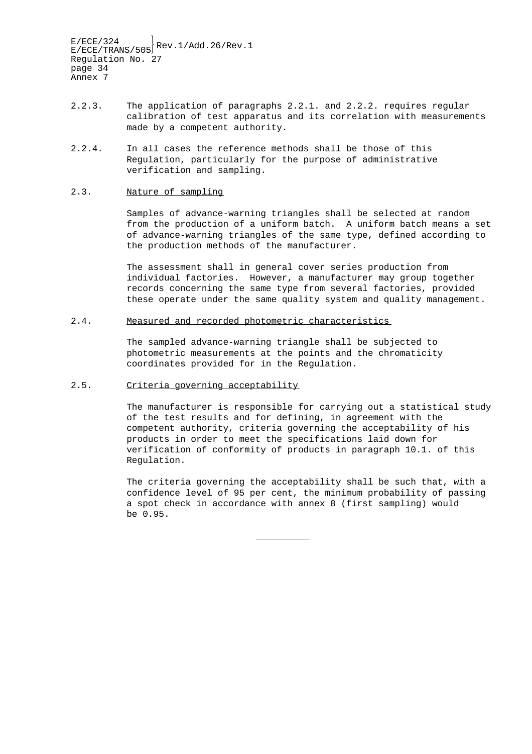2.2.3. The application of paragraphs 2.2.1. and 2.2.2. requires regular calibration of test apparatus and its correlation with measurements made by a competent authority.

2.2.4. In all cases the reference methods shall be those of this Regulation, particularly for the purpose of administrative verification and sampling.

2.3. Nature of sampling

Samples of advance-warning triangles shall be selected at random from the production of a uniform batch. A uniform batch means a set of advance-warning triangles of the same type, defined according to the production methods of the manufacturer.

The assessment shall in general cover series production from individual factories. However, a manufacturer may group together records concerning the same type from several factories, provided these operate under the same quality system and quality management.

2.4. Measured and recorded photometric characteristics

The sampled advance-warning triangle shall be subjected to photometric measurements at the points and the chromaticity coordinates provided for in the Regulation.

2.5. Criteria governing acceptability

The manufacturer is responsible for carrying out a statistical study of the test results and for defining, in agreement with the competent authority, criteria governing the acceptability of his products in order to meet the specifications laid down for verification of conformity of products in paragraph 10.1. of this Regulation.

The criteria governing the acceptability shall be such that, with a confidence level of 95 per cent, the minimum probability of passing a spot check in accordance with annex 8 (first sampling) would be 0.95.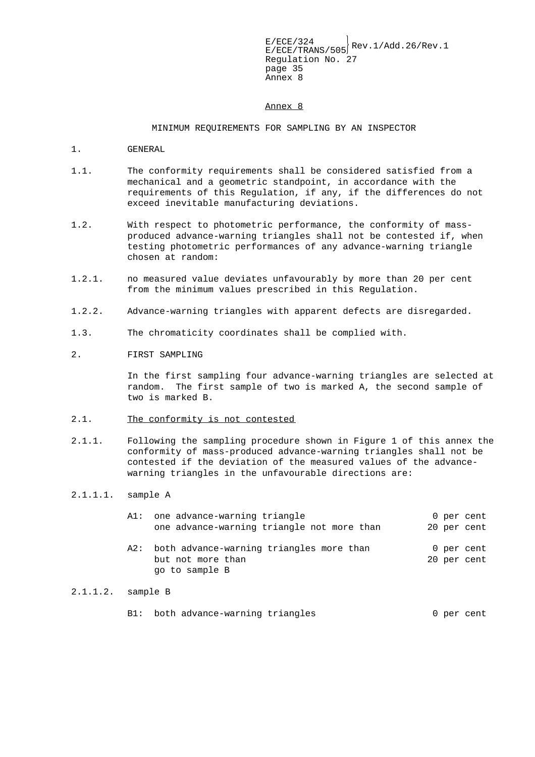## Annex 8

### MINIMUM REQUIREMENTS FOR SAMPLING BY AN INSPECTOR

1. GENERAL

1.1. The conformity requirements shall be considered satisfied from a mechanical and a geometric standpoint, in accordance with the requirements of this Regulation, if any, if the differences do not exceed inevitable manufacturing deviations.

1.2. With respect to photometric performance, the conformity of mass-produced advance-warning triangles shall not be contested if, when testing photometric performances of any advance-warning triangle chosen at random:

1.2.1. no measured value deviates unfavourably by more than 20 per cent from the minimum values prescribed in this Regulation.

1.2.2. Advance-warning triangles with apparent defects are disregarded.

1.3. The chromaticity coordinates shall be complied with.

2. FIRST SAMPLING

In the first sampling four advance-warning triangles are selected at random. The first sample of two is marked A, the second sample of two is marked B.

2.1. The conformity is not contested

2.1.1. Following the sampling procedure shown in Figure 1 of this annex the conformity of mass-produced advance-warning triangles shall not be contested if the deviation of the measured values of the advance-warning triangles in the unfavourable directions are:

2.1.1.1. sample A

| | | |
|---|---|---|
| A1: | one advance-warning triangle | 0 per cent |
| | one advance-warning triangle not more than | 20 per cent |
| A2: | both advance-warning triangles more than | 0 per cent |
| | but not more than | 20 per cent |
| | go to sample B | |

2.1.1.2. sample B

| | | |
|---|---|---|
| B1: | both advance-warning triangles | 0 per cent |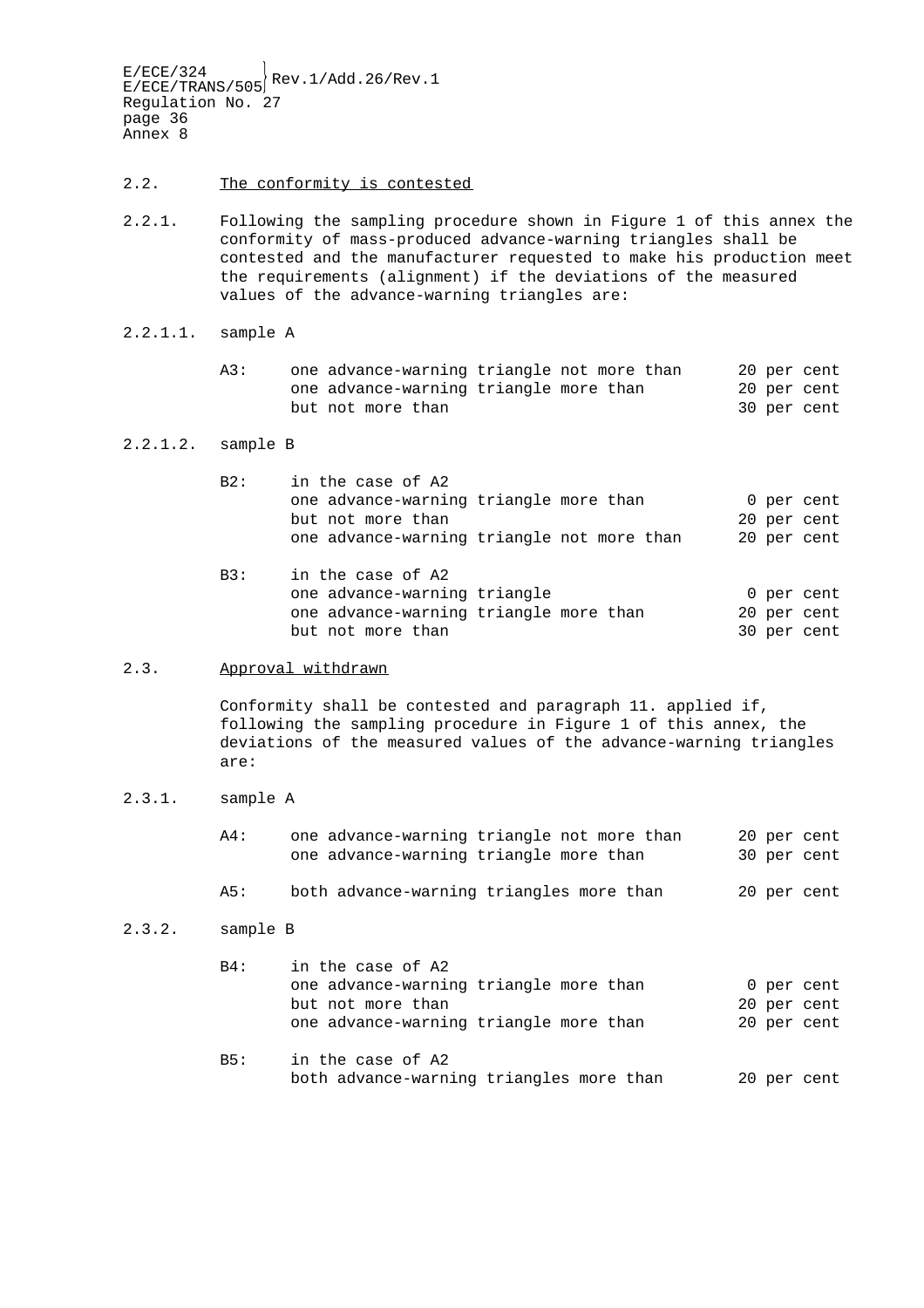2.2. <u>The conformity is contested</u>

2.2.1. Following the sampling procedure shown in Figure 1 of this annex the conformity of mass-produced advance-warning triangles shall be contested and the manufacturer requested to make his production meet the requirements (alignment) if the deviations of the measured values of the advance-warning triangles are:

2.2.1.1. sample A

| | | |
|---|---|---|
| A3: | one advance-warning triangle not more than | 20 per cent |
| | one advance-warning triangle more than | 20 per cent |
| | but not more than | 30 per cent |

2.2.1.2. sample B

| | | |
|---|---|---|
| B2: | in the case of A2 | |
| | one advance-warning triangle more than | 0 per cent |
| | but not more than | 20 per cent |
| | one advance-warning triangle not more than | 20 per cent |
| B3: | in the case of A2 | |
| | one advance-warning triangle | 0 per cent |
| | one advance-warning triangle more than | 20 per cent |
| | but not more than | 30 per cent |

2.3. <u>Approval withdrawn</u>

Conformity shall be contested and paragraph 11. applied if, following the sampling procedure in Figure 1 of this annex, the deviations of the measured values of the advance-warning triangles are:

2.3.1. sample A

| | | |
|---|---|---|
| A4: | one advance-warning triangle not more than | 20 per cent |
| | one advance-warning triangle more than | 30 per cent |
| A5: | both advance-warning triangles more than | 20 per cent |

2.3.2. sample B

| | | |
|---|---|---|
| B4: | in the case of A2 | |
| | one advance-warning triangle more than | 0 per cent |
| | but not more than | 20 per cent |
| | one advance-warning triangle more than | 20 per cent |
| B5: | in the case of A2 | |
| | both advance-warning triangles more than | 20 per cent |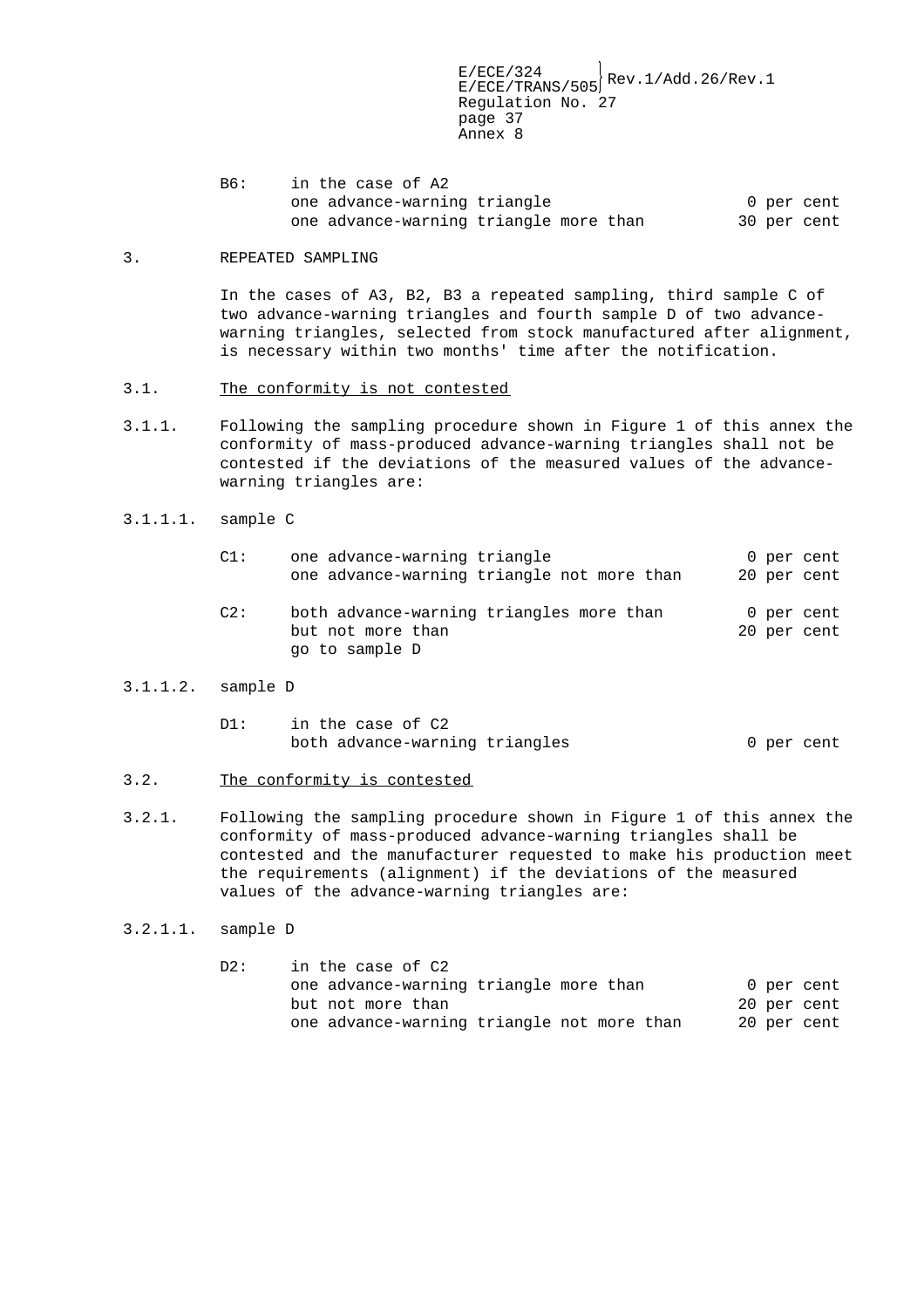B6: in the case of A2

| | |
|---|---|
| one advance-warning triangle | 0 per cent |
| one advance-warning triangle more than | 30 per cent |

3. REPEATED SAMPLING

In the cases of A3, B2, B3 a repeated sampling, third sample C of two advance-warning triangles and fourth sample D of two advance-warning triangles, selected from stock manufactured after alignment, is necessary within two months' time after the notification.

3.1. <u>The conformity is not contested</u>

3.1.1. Following the sampling procedure shown in Figure 1 of this annex the conformity of mass-produced advance-warning triangles shall not be contested if the deviations of the measured values of the advance-warning triangles are:

3.1.1.1. sample C

C1:

| | |
|---|---|
| one advance-warning triangle | 0 per cent |
| one advance-warning triangle not more than | 20 per cent |

C2:

| | |
|---|---|
| both advance-warning triangles more than | 0 per cent |
| but not more than | 20 per cent |
| go to sample D | |

3.1.1.2. sample D

D1: in the case of C2

| | |
|---|---|
| both advance-warning triangles | 0 per cent |

3.2. <u>The conformity is contested</u>

3.2.1. Following the sampling procedure shown in Figure 1 of this annex the conformity of mass-produced advance-warning triangles shall be contested and the manufacturer requested to make his production meet the requirements (alignment) if the deviations of the measured values of the advance-warning triangles are:

3.2.1.1. sample D

D2: in the case of C2

| | |
|---|---|
| one advance-warning triangle more than | 0 per cent |
| but not more than | 20 per cent |
| one advance-warning triangle not more than | 20 per cent |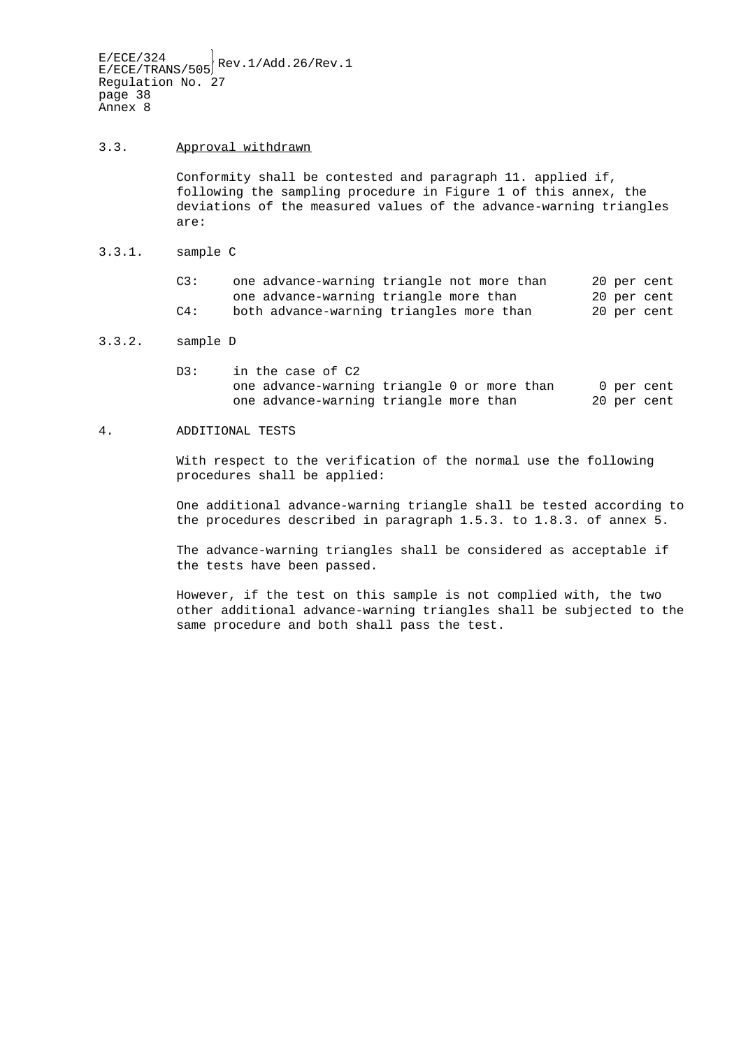3.3. <u>Approval withdrawn</u>

Conformity shall be contested and paragraph 11. applied if, following the sampling procedure in Figure 1 of this annex, the deviations of the measured values of the advance-warning triangles are:

3.3.1. sample C

| | | |
|---|---|---|
| C3: | one advance-warning triangle not more than | 20 per cent |
| | one advance-warning triangle more than | 20 per cent |
| C4: | both advance-warning triangles more than | 20 per cent |

3.3.2. sample D

| | | |
|---|---|---|
| D3: | in the case of C2 | |
| | one advance-warning triangle 0 or more than | 0 per cent |
| | one advance-warning triangle more than | 20 per cent |

4. ADDITIONAL TESTS

With respect to the verification of the normal use the following procedures shall be applied:

One additional advance-warning triangle shall be tested according to the procedures described in paragraph 1.5.3. to 1.8.3. of annex 5.

The advance-warning triangles shall be considered as acceptable if the tests have been passed.

However, if the test on this sample is not complied with, the two other additional advance-warning triangles shall be subjected to the same procedure and both shall pass the test.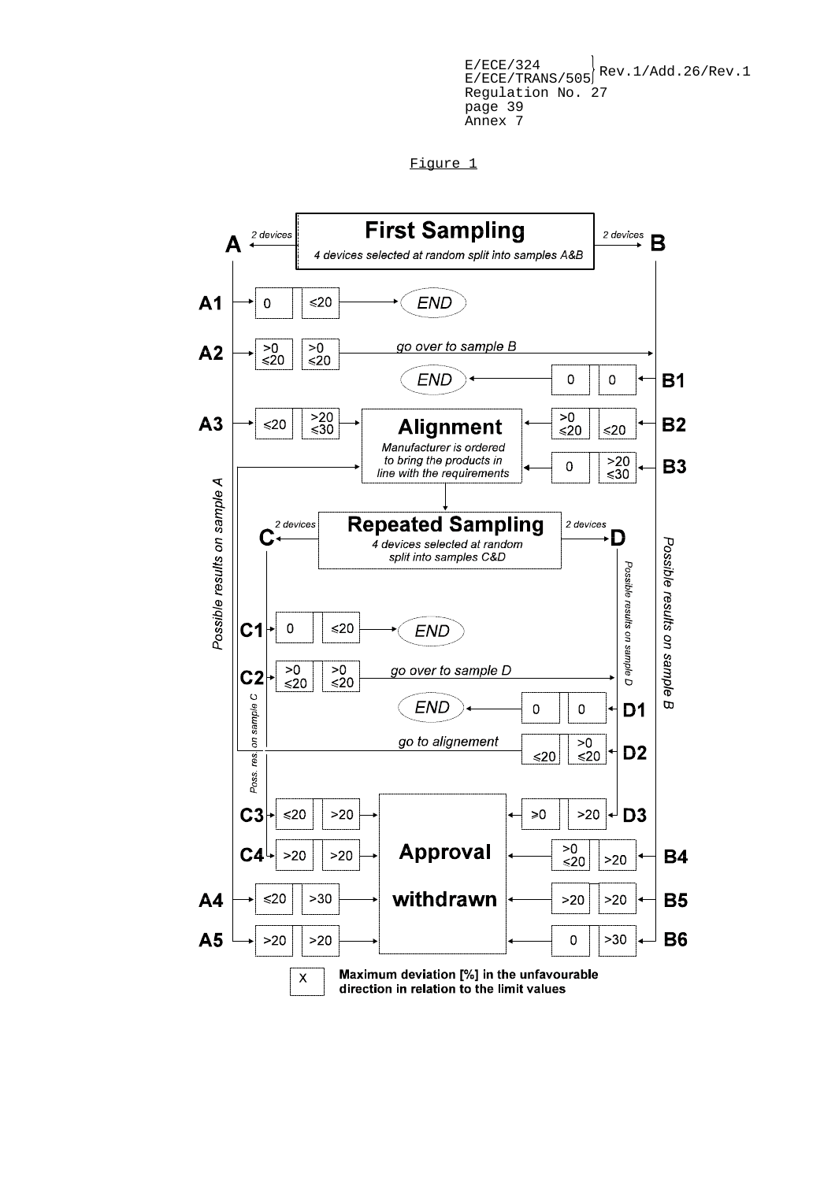Figure 1

First Sampling

4 devices selected at random split into samples A&B

A ← 2 devices | 2 devices → B

A1 | 0 | ≤20 | → END

A2 | >0 ≤20 | >0 ≤20 | go over to sample B

B1 | 0 | 0 | → END

A3 | ≤20 | >20 ≤30 | → Alignment

B2 | >0 ≤20 | ≤20 | → Alignment

B3 | 0 | >20 ≤30 | → Alignment

Alignment

Manufacturer is ordered to bring the products in line with the requirements

Possible results on sample A

Possible results on sample B

Repeated Sampling

4 devices selected at random split into samples C&D

C ← 2 devices | 2 devices → D

C1 | 0 | ≤20 | → END

C2 | >0 ≤20 | >0 ≤20 | go over to sample D

D1 | 0 | 0 | → END

D2 | ≤20 | >0 ≤20 | go to alignement

Poss. res. on sample C

Possible results on sample D

C3 | ≤20 | >20 | → Approval withdrawn

C4 | >20 | >20 | → Approval withdrawn

D3 | ≥0 | >20 | → Approval withdrawn

B4 | >0 ≤20 | >20 | → Approval withdrawn

A4 | ≤20 | >30 | → Approval withdrawn

B5 | >20 | >20 | → Approval withdrawn

A5 | >20 | >20 | → Approval withdrawn

B6 | 0 | >30 | → Approval withdrawn

Approval withdrawn

X — Maximum deviation [%] in the unfavourable direction in relation to the limit values